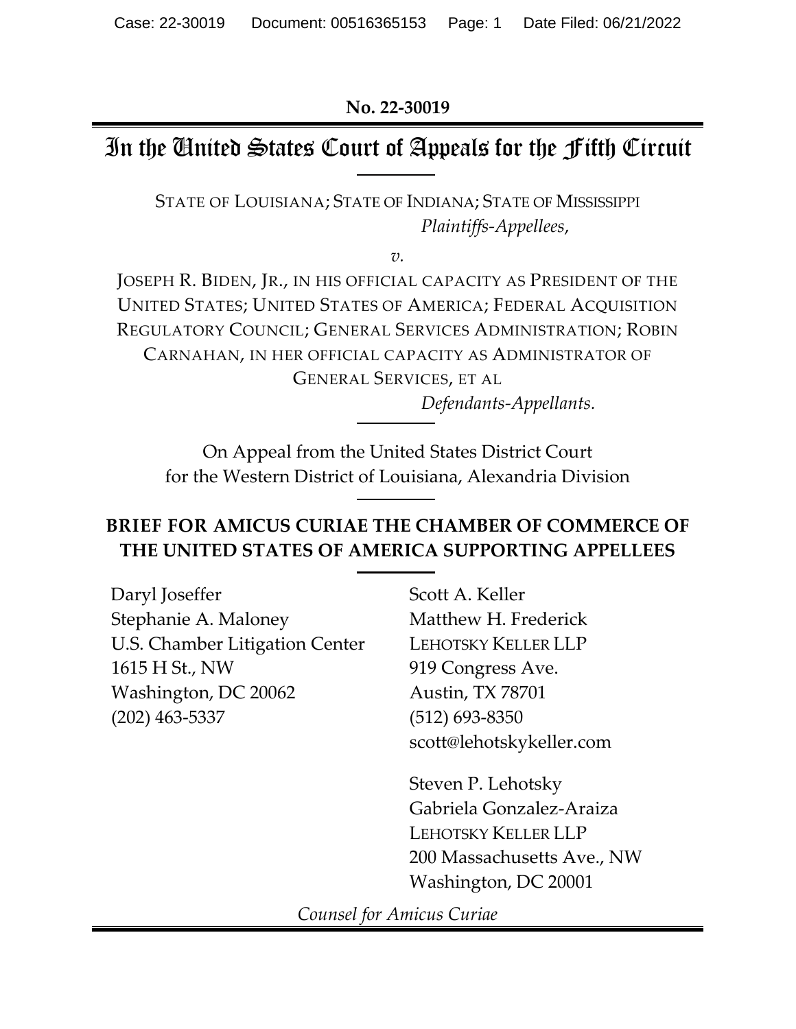No. 22-30019

# In the United States Court of Appeals for the Fifth Circuit

STATE OF LOUISIANA; STATE OF INDIANA; STATE OF MISSISSIPPI
*Plaintiffs-Appellees*,

*v.*

JOSEPH R. BIDEN, JR., IN HIS OFFICIAL CAPACITY AS PRESIDENT OF THE UNITED STATES; UNITED STATES OF AMERICA; FEDERAL ACQUISITION REGULATORY COUNCIL; GENERAL SERVICES ADMINISTRATION; ROBIN CARNAHAN, IN HER OFFICIAL CAPACITY AS ADMINISTRATOR OF GENERAL SERVICES, ET AL
*Defendants-Appellants.*

On Appeal from the United States District Court
for the Western District of Louisiana, Alexandria Division

**BRIEF FOR AMICUS CURIAE THE CHAMBER OF COMMERCE OF THE UNITED STATES OF AMERICA SUPPORTING APPELLEES**

Daryl Joseffer
Stephanie A. Maloney
U.S. Chamber Litigation Center
1615 H St., NW
Washington, DC 20062
(202) 463-5337

Scott A. Keller
Matthew H. Frederick
LEHOTSKY KELLER LLP
919 Congress Ave.
Austin, TX 78701
(512) 693-8350
scott@lehotskykeller.com

Steven P. Lehotsky
Gabriela Gonzalez-Araiza
LEHOTSKY KELLER LLP
200 Massachusetts Ave., NW
Washington, DC 20001

*Counsel for Amicus Curiae*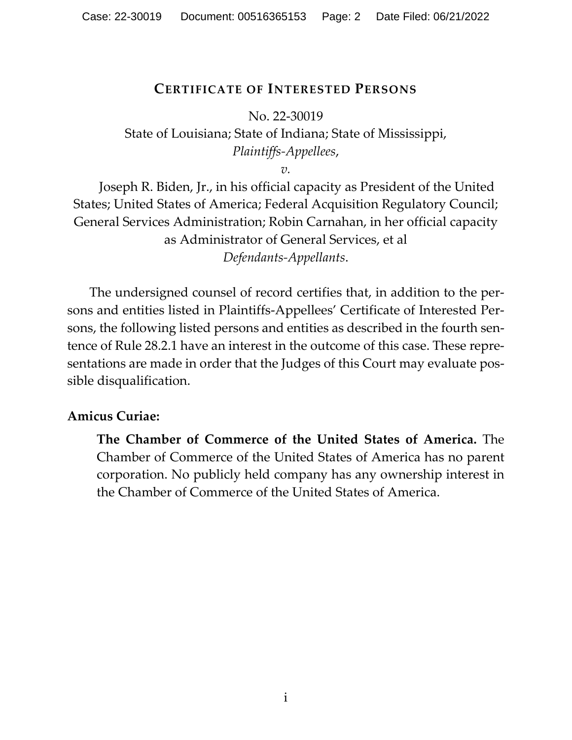## Certificate of Interested Persons

No. 22-30019

State of Louisiana; State of Indiana; State of Mississippi,
*Plaintiffs-Appellees*,

*v.*

Joseph R. Biden, Jr., in his official capacity as President of the United States; United States of America; Federal Acquisition Regulatory Council; General Services Administration; Robin Carnahan, in her official capacity as Administrator of General Services, et al
*Defendants-Appellants*.

The undersigned counsel of record certifies that, in addition to the persons and entities listed in Plaintiffs-Appellees' Certificate of Interested Persons, the following listed persons and entities as described in the fourth sentence of Rule 28.2.1 have an interest in the outcome of this case. These representations are made in order that the Judges of this Court may evaluate possible disqualification.

**Amicus Curiae:**

**The Chamber of Commerce of the United States of America.** The Chamber of Commerce of the United States of America has no parent corporation. No publicly held company has any ownership interest in the Chamber of Commerce of the United States of America.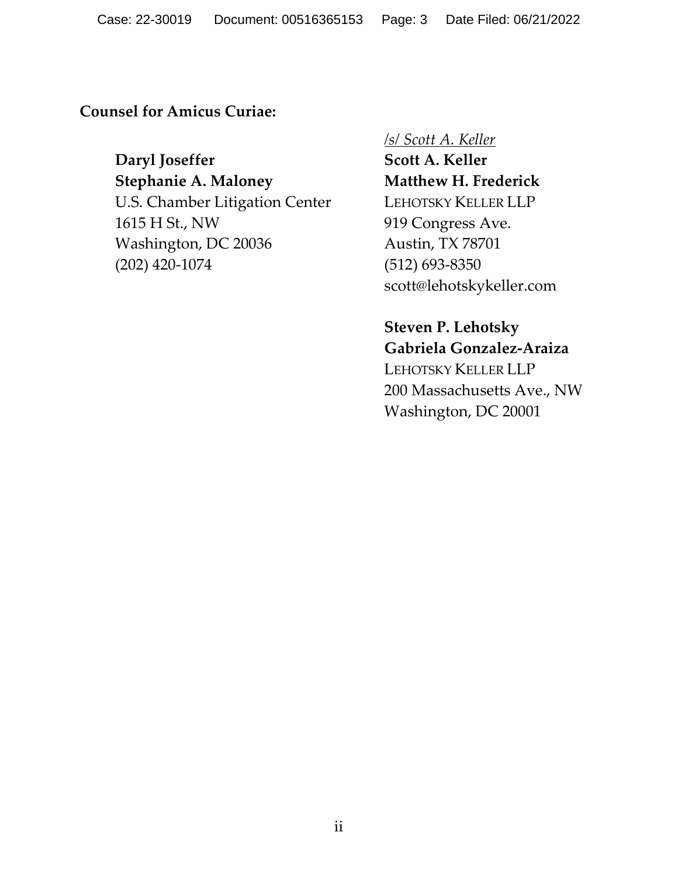**Counsel for Amicus Curiae:**

**Daryl Joseffer**
**Stephanie A. Maloney**
U.S. Chamber Litigation Center
1615 H St., NW
Washington, DC 20036
(202) 420-1074

*/s/ Scott A. Keller*
**Scott A. Keller**
**Matthew H. Frederick**
LEHOTSKY KELLER LLP
919 Congress Ave.
Austin, TX 78701
(512) 693-8350
scott@lehotskykeller.com

**Steven P. Lehotsky**
**Gabriela Gonzalez-Araiza**
LEHOTSKY KELLER LLP
200 Massachusetts Ave., NW
Washington, DC 20001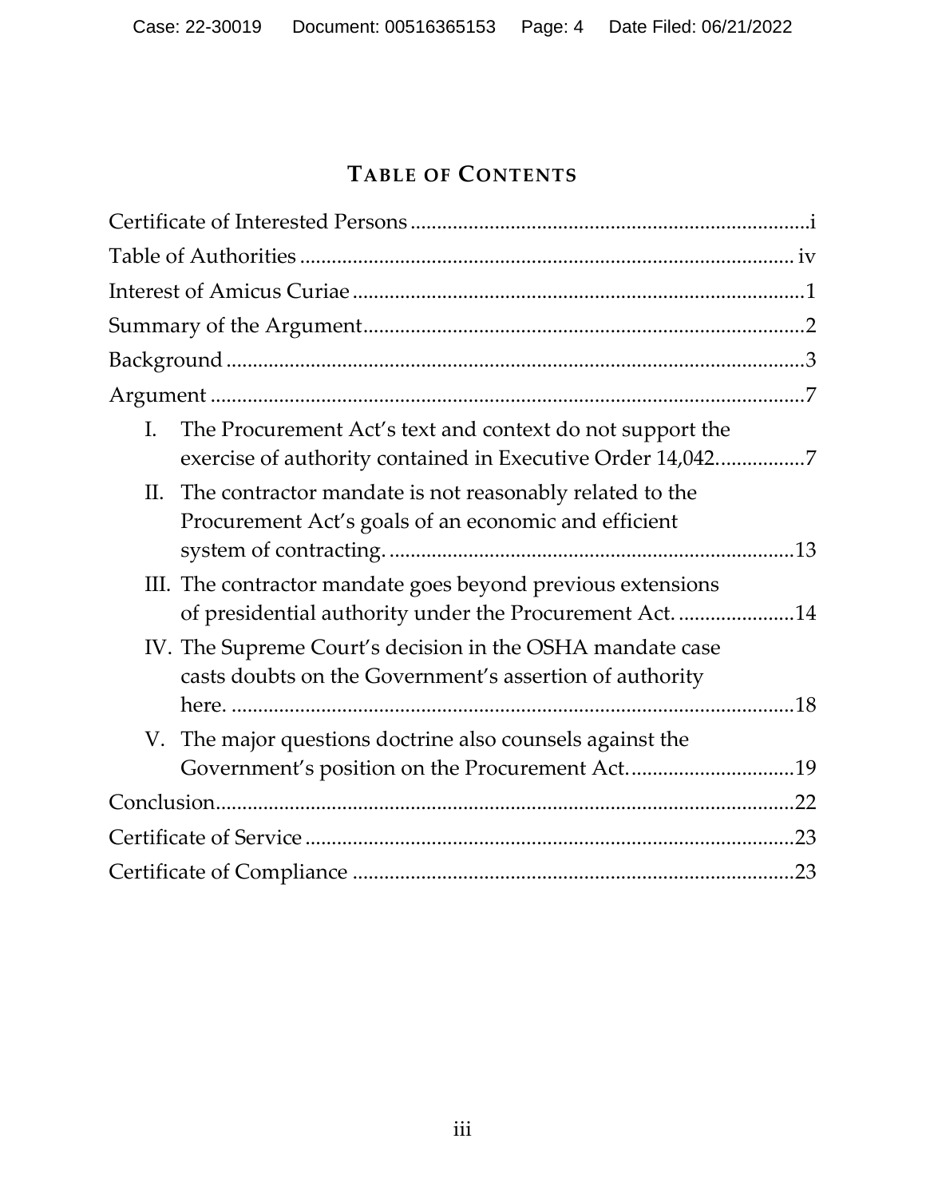# TABLE OF CONTENTS

Certificate of Interested Persons ....................................................................i

Table of Authorities ...................................................................................... iv

Interest of Amicus Curiae ..............................................................................1

Summary of the Argument.............................................................................2

Background .....................................................................................................3

Argument ........................................................................................................7

- I. The Procurement Act's text and context do not support the exercise of authority contained in Executive Order 14,042................7
- II. The contractor mandate is not reasonably related to the Procurement Act's goals of an economic and efficient system of contracting. ...........................................................................13
- III. The contractor mandate goes beyond previous extensions of presidential authority under the Procurement Act. ......................14
- IV. The Supreme Court's decision in the OSHA mandate case casts doubts on the Government's assertion of authority here. ..........................................................................................18
- V. The major questions doctrine also counsels against the Government's position on the Procurement Act. ..............................19

Conclusion.....................................................................................................22

Certificate of Service ....................................................................................23

Certificate of Compliance ............................................................................23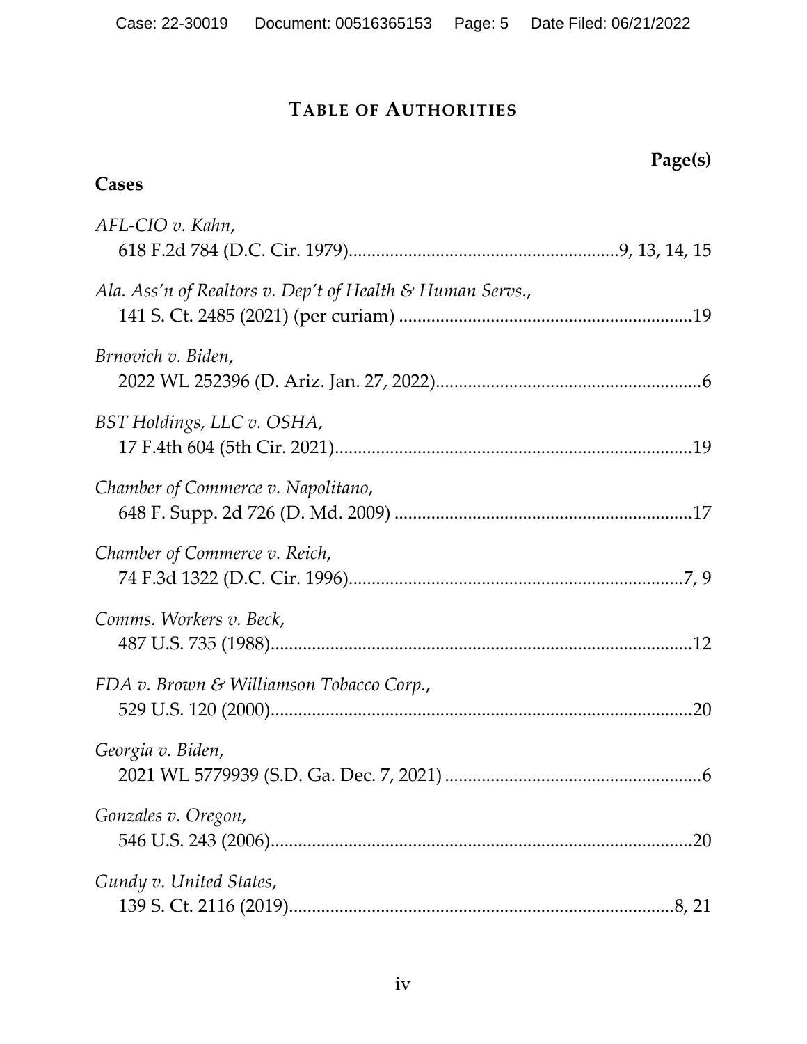# TABLE OF AUTHORITIES

**Page(s)**

**Cases**

*AFL-CIO v. Kahn*,
618 F.2d 784 (D.C. Cir. 1979)..........................................................9, 13, 14, 15

*Ala. Ass'n of Realtors v. Dep't of Health & Human Servs.*,
141 S. Ct. 2485 (2021) (per curiam) ................................................................19

*Brnovich v. Biden*,
2022 WL 252396 (D. Ariz. Jan. 27, 2022)..........................................................6

*BST Holdings, LLC v. OSHA*,
17 F.4th 604 (5th Cir. 2021)..............................................................................19

*Chamber of Commerce v. Napolitano*,
648 F. Supp. 2d 726 (D. Md. 2009) .................................................................17

*Chamber of Commerce v. Reich*,
74 F.3d 1322 (D.C. Cir. 1996).........................................................................7, 9

*Comms. Workers v. Beck*,
487 U.S. 735 (1988)............................................................................................12

*FDA v. Brown & Williamson Tobacco Corp.*,
529 U.S. 120 (2000)............................................................................................20

*Georgia v. Biden*,
2021 WL 5779939 (S.D. Ga. Dec. 7, 2021) ........................................................6

*Gonzales v. Oregon*,
546 U.S. 243 (2006)............................................................................................20

*Gundy v. United States*,
139 S. Ct. 2116 (2019).....................................................................................8, 21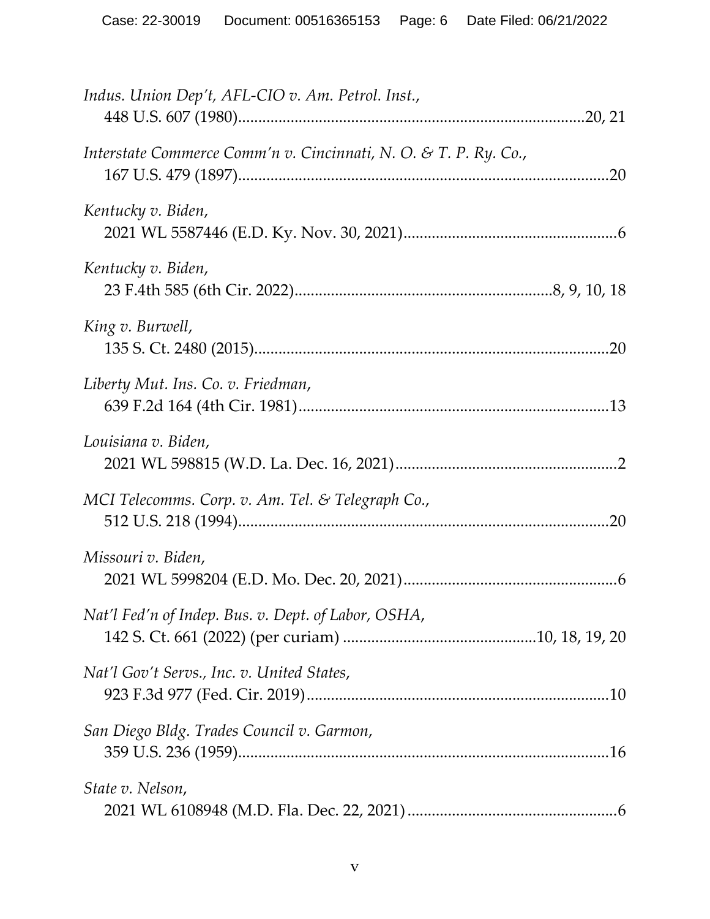*Indus. Union Dep't, AFL-CIO v. Am. Petrol. Inst.*,
448 U.S. 607 (1980)....................................................................................20, 21

*Interstate Commerce Comm'n v. Cincinnati, N. O. & T. P. Ry. Co.*,
167 U.S. 479 (1897)..........................................................................................20

*Kentucky v. Biden*,
2021 WL 5587446 (E.D. Ky. Nov. 30, 2021)....................................................6

*Kentucky v. Biden*,
23 F.4th 585 (6th Cir. 2022)..............................................................8, 9, 10, 18

*King v. Burwell*,
135 S. Ct. 2480 (2015).......................................................................................20

*Liberty Mut. Ins. Co. v. Friedman*,
639 F.2d 164 (4th Cir. 1981)............................................................................13

*Louisiana v. Biden*,
2021 WL 598815 (W.D. La. Dec. 16, 2021)......................................................2

*MCI Telecomms. Corp. v. Am. Tel. & Telegraph Co.*,
512 U.S. 218 (1994)..........................................................................................20

*Missouri v. Biden*,
2021 WL 5998204 (E.D. Mo. Dec. 20, 2021)....................................................6

*Nat'l Fed'n of Indep. Bus. v. Dept. of Labor, OSHA*,
142 S. Ct. 661 (2022) (per curiam) ...............................................10, 18, 19, 20

*Nat'l Gov't Servs., Inc. v. United States*,
923 F.3d 977 (Fed. Cir. 2019)..........................................................................10

*San Diego Bldg. Trades Council v. Garmon*,
359 U.S. 236 (1959)..........................................................................................16

*State v. Nelson*,
2021 WL 6108948 (M.D. Fla. Dec. 22, 2021)...................................................6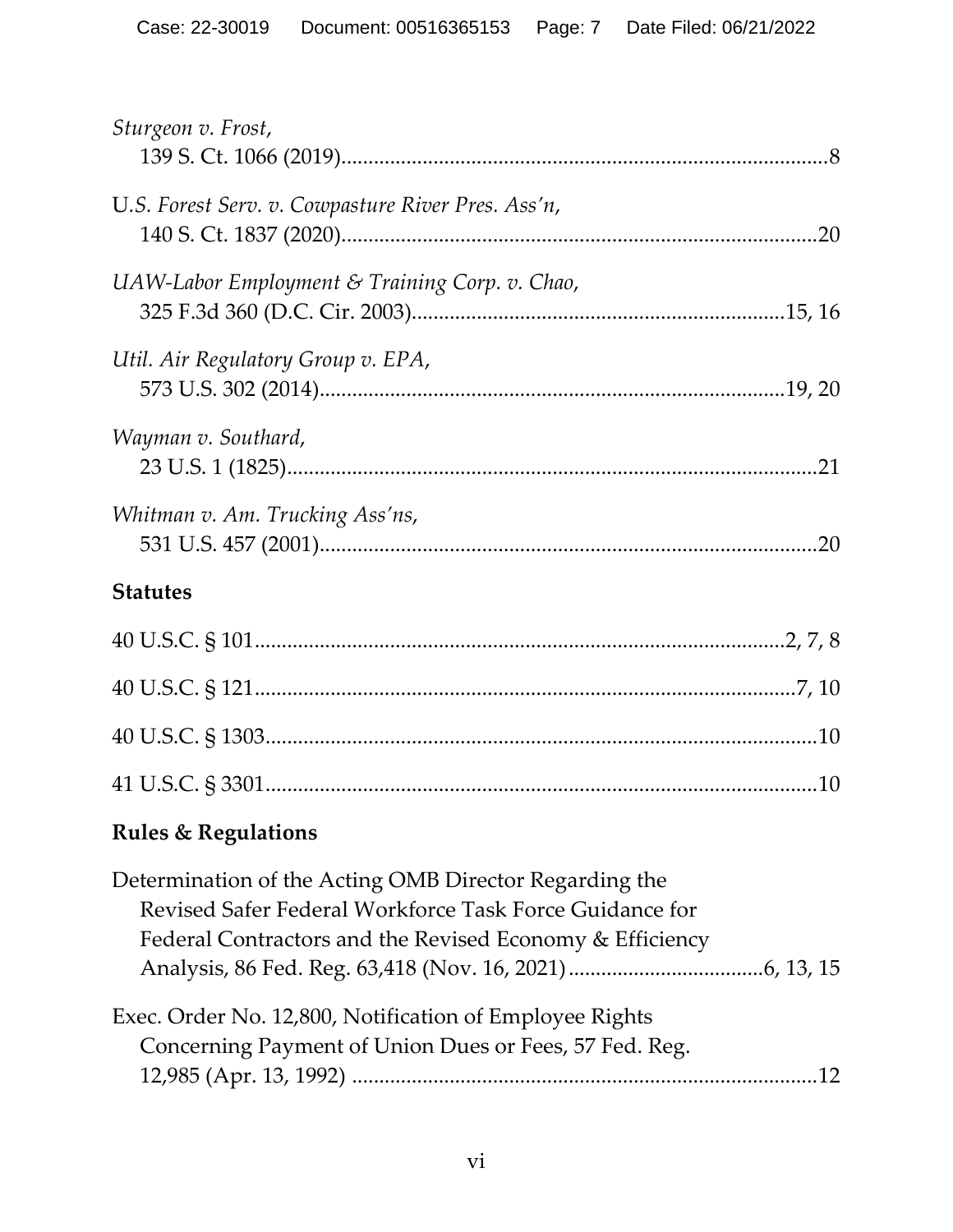*Sturgeon v. Frost*,
139 S. Ct. 1066 (2019)..........................................................................................8

*U.S. Forest Serv. v. Cowpasture River Pres. Ass'n*,
140 S. Ct. 1837 (2020)........................................................................................20

*UAW-Labor Employment & Training Corp. v. Chao*,
325 F.3d 360 (D.C. Cir. 2003)....................................................................15, 16

*Util. Air Regulatory Group v. EPA*,
573 U.S. 302 (2014)......................................................................................19, 20

*Wayman v. Southard*,
23 U.S. 1 (1825)..................................................................................................21

*Whitman v. Am. Trucking Ass'ns*,
531 U.S. 457 (2001)............................................................................................20

**Statutes**

40 U.S.C. § 101.................................................................................................2, 7, 8

40 U.S.C. § 121.......................................................................................................7, 10

40 U.S.C. § 1303.......................................................................................................10

41 U.S.C. § 3301.......................................................................................................10

**Rules & Regulations**

Determination of the Acting OMB Director Regarding the Revised Safer Federal Workforce Task Force Guidance for Federal Contractors and the Revised Economy & Efficiency Analysis, 86 Fed. Reg. 63,418 (Nov. 16, 2021)....................................6, 13, 15

Exec. Order No. 12,800, Notification of Employee Rights Concerning Payment of Union Dues or Fees, 57 Fed. Reg. 12,985 (Apr. 13, 1992) ......................................................................................12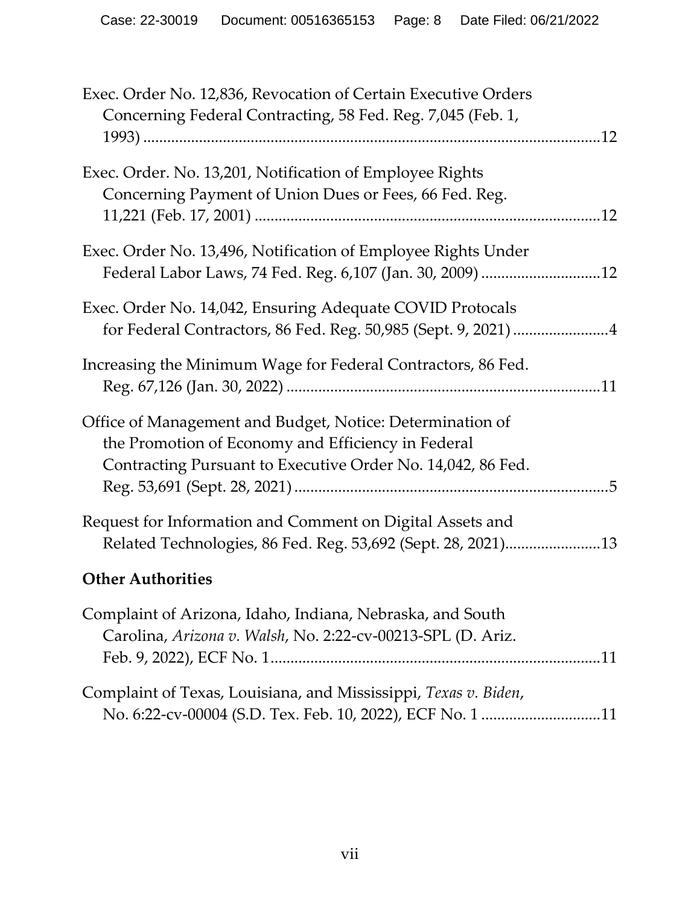Exec. Order No. 12,836, Revocation of Certain Executive Orders Concerning Federal Contracting, 58 Fed. Reg. 7,045 (Feb. 1, 1993) ....................................................................................................12

Exec. Order. No. 13,201, Notification of Employee Rights Concerning Payment of Union Dues or Fees, 66 Fed. Reg. 11,221 (Feb. 17, 2001) ......................................................................................12

Exec. Order No. 13,496, Notification of Employee Rights Under Federal Labor Laws, 74 Fed. Reg. 6,107 (Jan. 30, 2009) ..............................12

Exec. Order No. 14,042, Ensuring Adequate COVID Protocals for Federal Contractors, 86 Fed. Reg. 50,985 (Sept. 9, 2021) ........................4

Increasing the Minimum Wage for Federal Contractors, 86 Fed. Reg. 67,126 (Jan. 30, 2022) ..............................................................................11

Office of Management and Budget, Notice: Determination of the Promotion of Economy and Efficiency in Federal Contracting Pursuant to Executive Order No. 14,042, 86 Fed. Reg. 53,691 (Sept. 28, 2021) ..............................................................................5

Request for Information and Comment on Digital Assets and Related Technologies, 86 Fed. Reg. 53,692 (Sept. 28, 2021)........................13

**Other Authorities**

Complaint of Arizona, Idaho, Indiana, Nebraska, and South Carolina, *Arizona v. Walsh*, No. 2:22-cv-00213-SPL (D. Ariz. Feb. 9, 2022), ECF No. 1..................................................................................11

Complaint of Texas, Louisiana, and Mississippi, *Texas v. Biden*, No. 6:22-cv-00004 (S.D. Tex. Feb. 10, 2022), ECF No. 1 ..............................11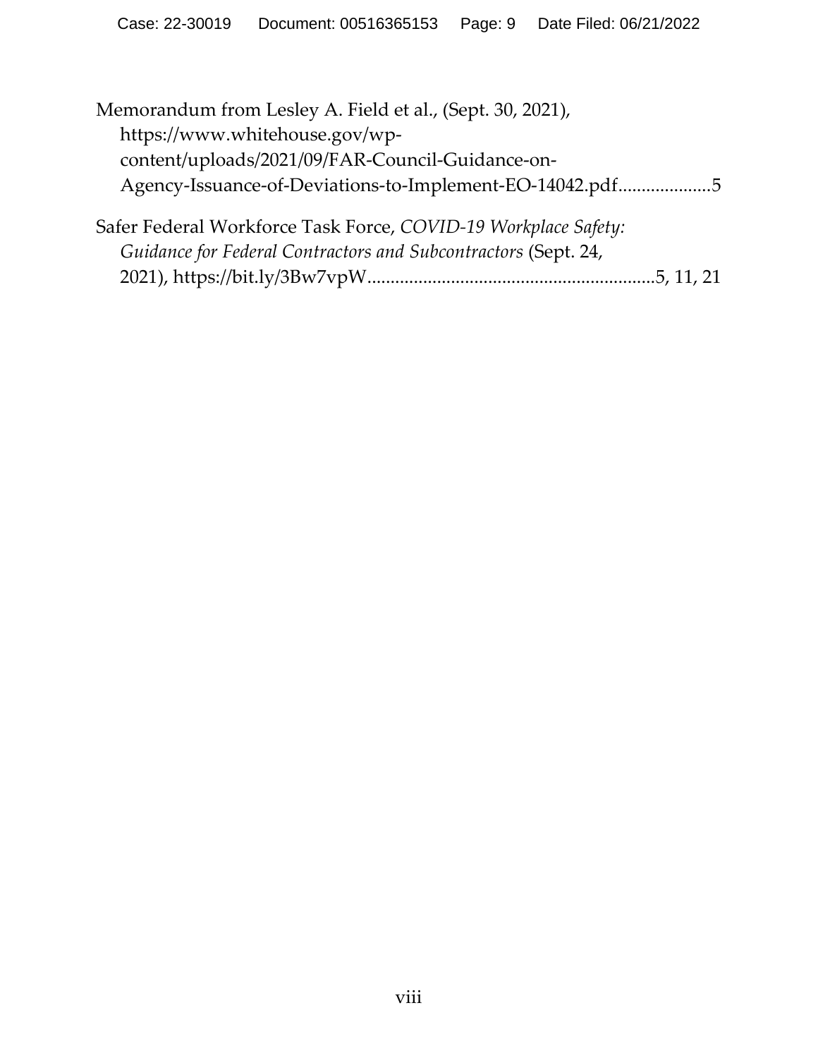Memorandum from Lesley A. Field et al., (Sept. 30, 2021), https://www.whitehouse.gov/wp-content/uploads/2021/09/FAR-Council-Guidance-on-Agency-Issuance-of-Deviations-to-Implement-EO-14042.pdf....................5

Safer Federal Workforce Task Force, *COVID-19 Workplace Safety: Guidance for Federal Contractors and Subcontractors* (Sept. 24, 2021), https://bit.ly/3Bw7vpW.............................................................5, 11, 21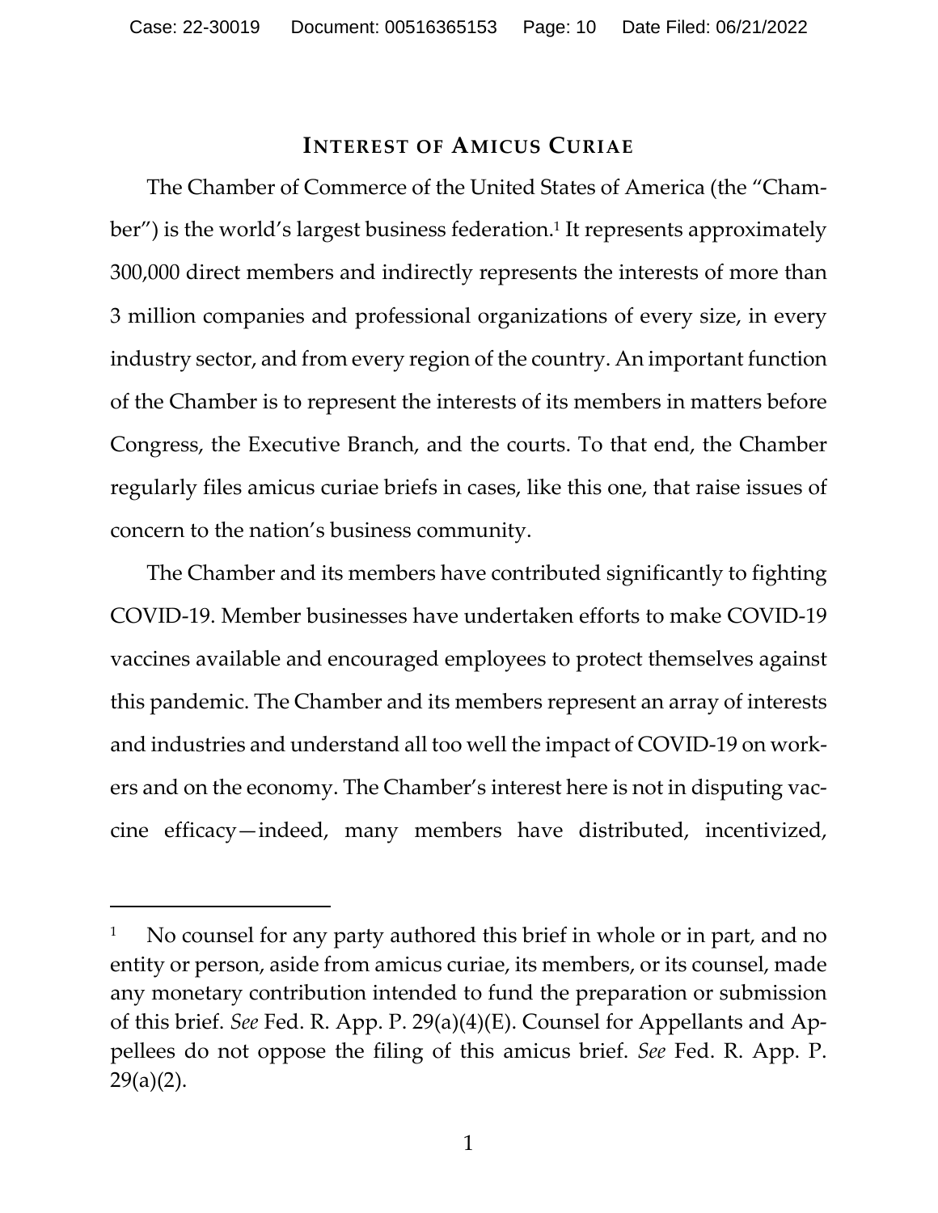## INTEREST OF AMICUS CURIAE

The Chamber of Commerce of the United States of America (the "Chamber") is the world's largest business federation.[1] It represents approximately 300,000 direct members and indirectly represents the interests of more than 3 million companies and professional organizations of every size, in every industry sector, and from every region of the country. An important function of the Chamber is to represent the interests of its members in matters before Congress, the Executive Branch, and the courts. To that end, the Chamber regularly files amicus curiae briefs in cases, like this one, that raise issues of concern to the nation's business community.

The Chamber and its members have contributed significantly to fighting COVID-19. Member businesses have undertaken efforts to make COVID-19 vaccines available and encouraged employees to protect themselves against this pandemic. The Chamber and its members represent an array of interests and industries and understand all too well the impact of COVID-19 on workers and on the economy. The Chamber's interest here is not in disputing vaccine efficacy—indeed, many members have distributed, incentivized,

---

[1] No counsel for any party authored this brief in whole or in part, and no entity or person, aside from amicus curiae, its members, or its counsel, made any monetary contribution intended to fund the preparation or submission of this brief. *See* Fed. R. App. P. 29(a)(4)(E). Counsel for Appellants and Appellees do not oppose the filing of this amicus brief. *See* Fed. R. App. P. 29(a)(2).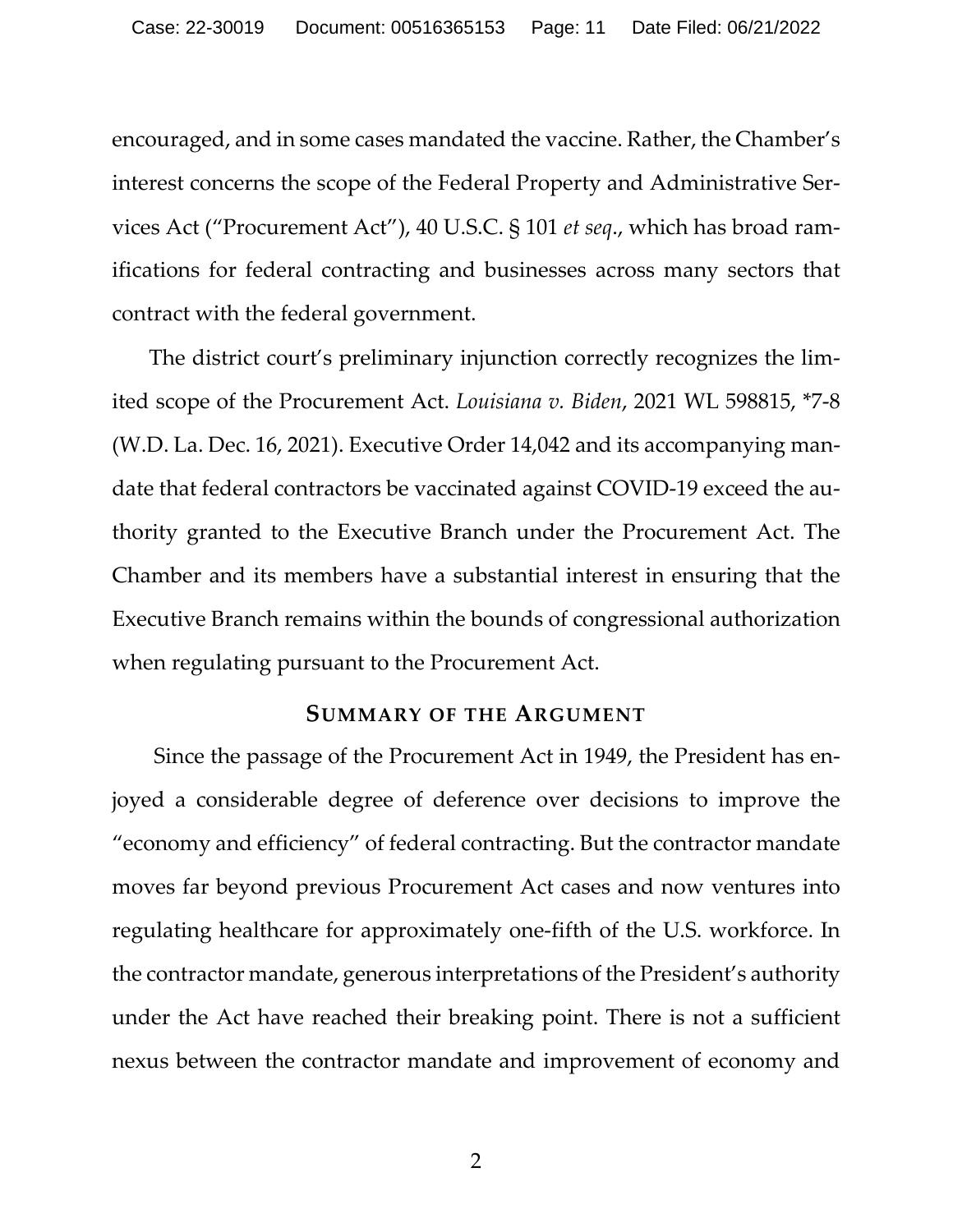encouraged, and in some cases mandated the vaccine. Rather, the Chamber's interest concerns the scope of the Federal Property and Administrative Services Act ("Procurement Act"), 40 U.S.C. § 101 *et seq*., which has broad ramifications for federal contracting and businesses across many sectors that contract with the federal government.

The district court's preliminary injunction correctly recognizes the limited scope of the Procurement Act. *Louisiana v. Biden*, 2021 WL 598815, *7-8 (W.D. La. Dec. 16, 2021). Executive Order 14,042 and its accompanying mandate that federal contractors be vaccinated against COVID-19 exceed the authority granted to the Executive Branch under the Procurement Act. The Chamber and its members have a substantial interest in ensuring that the Executive Branch remains within the bounds of congressional authorization when regulating pursuant to the Procurement Act.

## SUMMARY OF THE ARGUMENT

Since the passage of the Procurement Act in 1949, the President has enjoyed a considerable degree of deference over decisions to improve the "economy and efficiency" of federal contracting. But the contractor mandate moves far beyond previous Procurement Act cases and now ventures into regulating healthcare for approximately one-fifth of the U.S. workforce. In the contractor mandate, generous interpretations of the President's authority under the Act have reached their breaking point. There is not a sufficient nexus between the contractor mandate and improvement of economy and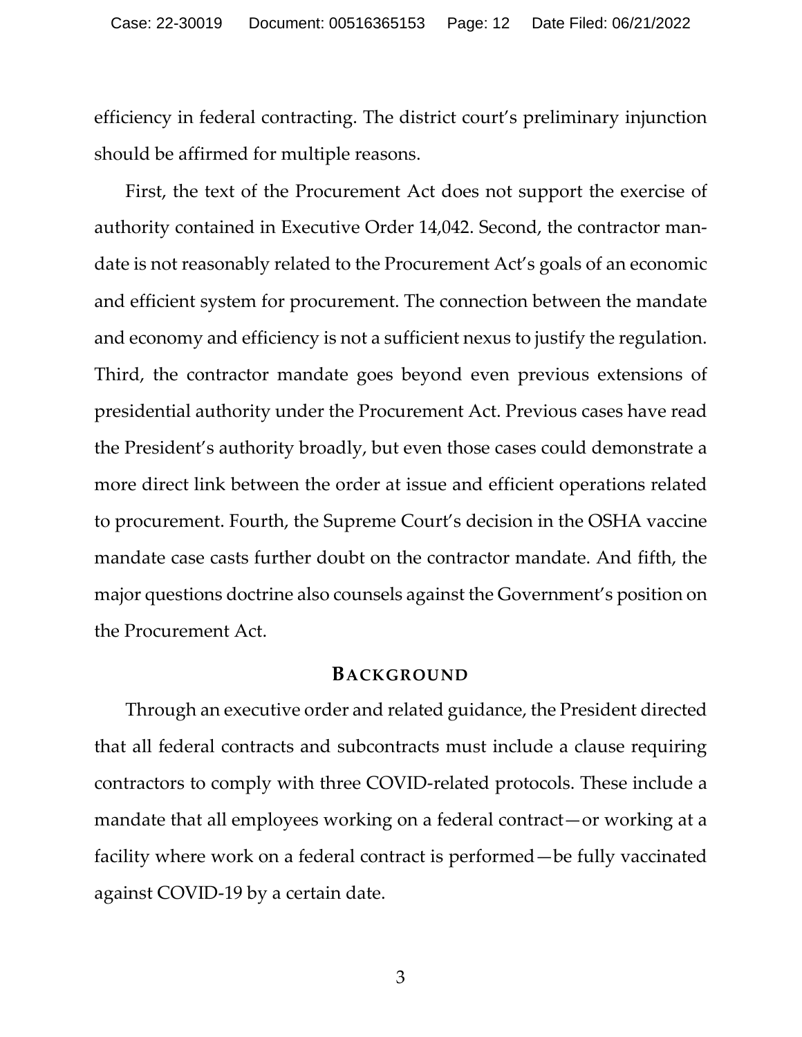efficiency in federal contracting. The district court's preliminary injunction should be affirmed for multiple reasons.

First, the text of the Procurement Act does not support the exercise of authority contained in Executive Order 14,042. Second, the contractor mandate is not reasonably related to the Procurement Act's goals of an economic and efficient system for procurement. The connection between the mandate and economy and efficiency is not a sufficient nexus to justify the regulation. Third, the contractor mandate goes beyond even previous extensions of presidential authority under the Procurement Act. Previous cases have read the President's authority broadly, but even those cases could demonstrate a more direct link between the order at issue and efficient operations related to procurement. Fourth, the Supreme Court's decision in the OSHA vaccine mandate case casts further doubt on the contractor mandate. And fifth, the major questions doctrine also counsels against the Government's position on the Procurement Act.

## BACKGROUND

Through an executive order and related guidance, the President directed that all federal contracts and subcontracts must include a clause requiring contractors to comply with three COVID-related protocols. These include a mandate that all employees working on a federal contract—or working at a facility where work on a federal contract is performed—be fully vaccinated against COVID-19 by a certain date.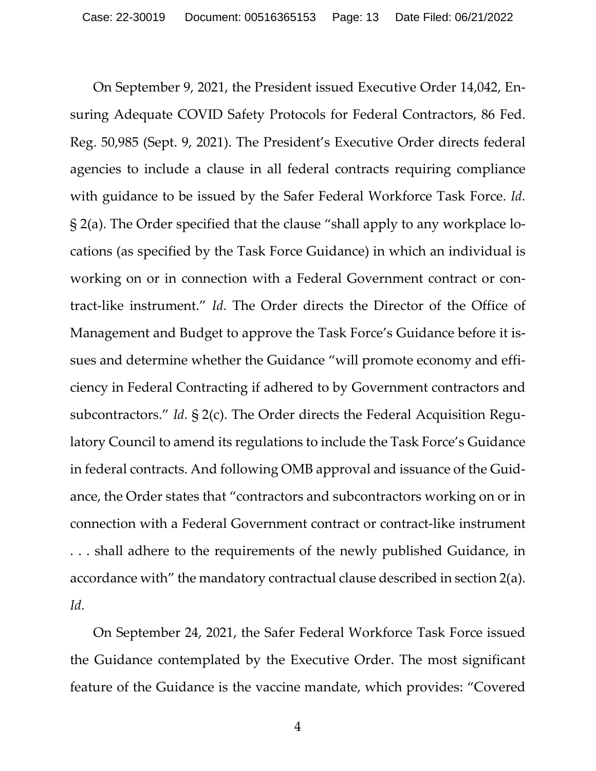On September 9, 2021, the President issued Executive Order 14,042, Ensuring Adequate COVID Safety Protocols for Federal Contractors, 86 Fed. Reg. 50,985 (Sept. 9, 2021). The President's Executive Order directs federal agencies to include a clause in all federal contracts requiring compliance with guidance to be issued by the Safer Federal Workforce Task Force. *Id.* § 2(a). The Order specified that the clause "shall apply to any workplace locations (as specified by the Task Force Guidance) in which an individual is working on or in connection with a Federal Government contract or contract-like instrument." *Id.* The Order directs the Director of the Office of Management and Budget to approve the Task Force's Guidance before it issues and determine whether the Guidance "will promote economy and efficiency in Federal Contracting if adhered to by Government contractors and subcontractors." *Id.* § 2(c). The Order directs the Federal Acquisition Regulatory Council to amend its regulations to include the Task Force's Guidance in federal contracts. And following OMB approval and issuance of the Guidance, the Order states that "contractors and subcontractors working on or in connection with a Federal Government contract or contract-like instrument . . . shall adhere to the requirements of the newly published Guidance, in accordance with" the mandatory contractual clause described in section 2(a). *Id.*

On September 24, 2021, the Safer Federal Workforce Task Force issued the Guidance contemplated by the Executive Order. The most significant feature of the Guidance is the vaccine mandate, which provides: "Covered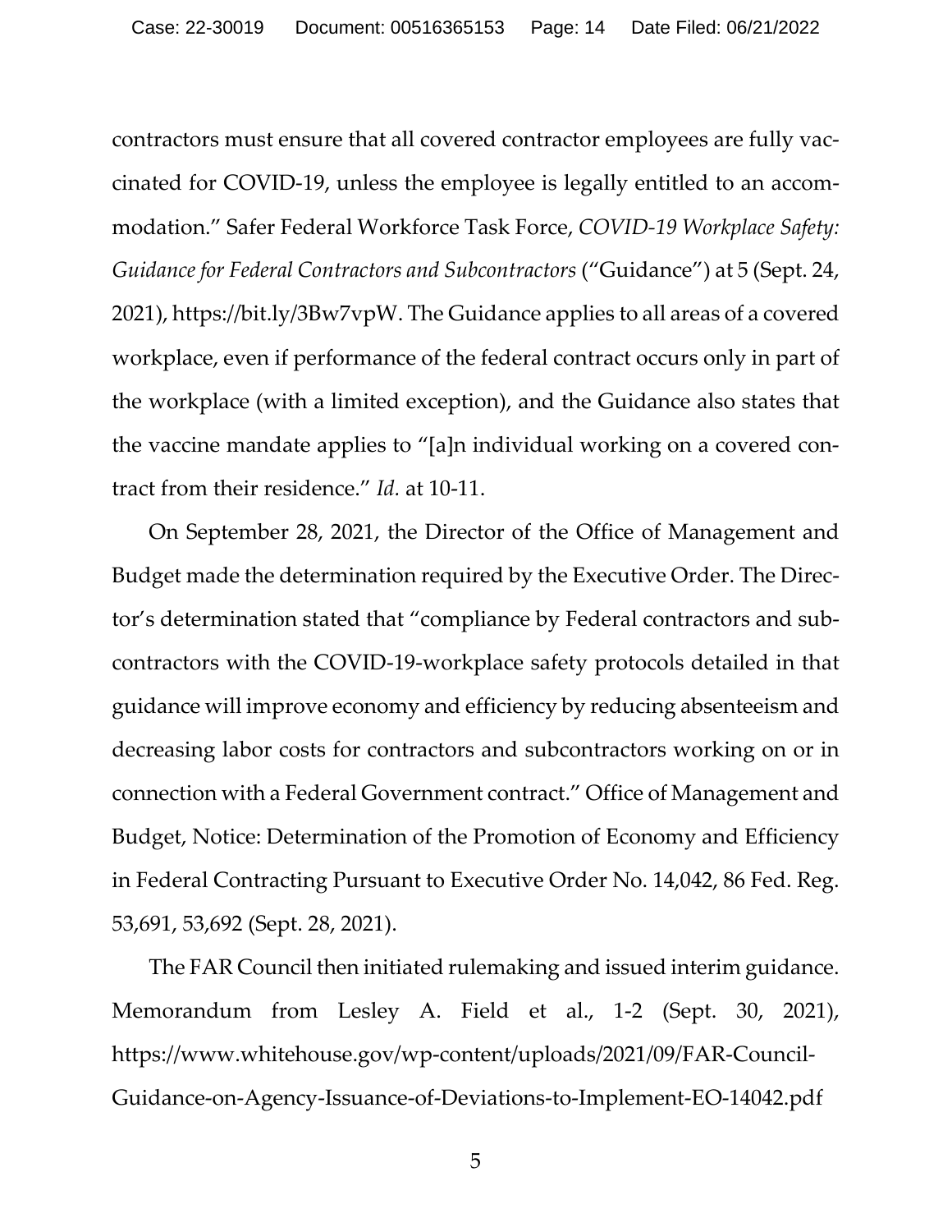contractors must ensure that all covered contractor employees are fully vaccinated for COVID-19, unless the employee is legally entitled to an accommodation." Safer Federal Workforce Task Force, *COVID-19 Workplace Safety: Guidance for Federal Contractors and Subcontractors* ("Guidance") at 5 (Sept. 24, 2021), https://bit.ly/3Bw7vpW. The Guidance applies to all areas of a covered workplace, even if performance of the federal contract occurs only in part of the workplace (with a limited exception), and the Guidance also states that the vaccine mandate applies to "[a]n individual working on a covered contract from their residence." *Id.* at 10-11.

On September 28, 2021, the Director of the Office of Management and Budget made the determination required by the Executive Order. The Director's determination stated that "compliance by Federal contractors and subcontractors with the COVID-19-workplace safety protocols detailed in that guidance will improve economy and efficiency by reducing absenteeism and decreasing labor costs for contractors and subcontractors working on or in connection with a Federal Government contract." Office of Management and Budget, Notice: Determination of the Promotion of Economy and Efficiency in Federal Contracting Pursuant to Executive Order No. 14,042, 86 Fed. Reg. 53,691, 53,692 (Sept. 28, 2021).

The FAR Council then initiated rulemaking and issued interim guidance. Memorandum from Lesley A. Field et al., 1-2 (Sept. 30, 2021), https://www.whitehouse.gov/wp-content/uploads/2021/09/FAR-Council-Guidance-on-Agency-Issuance-of-Deviations-to-Implement-EO-14042.pdf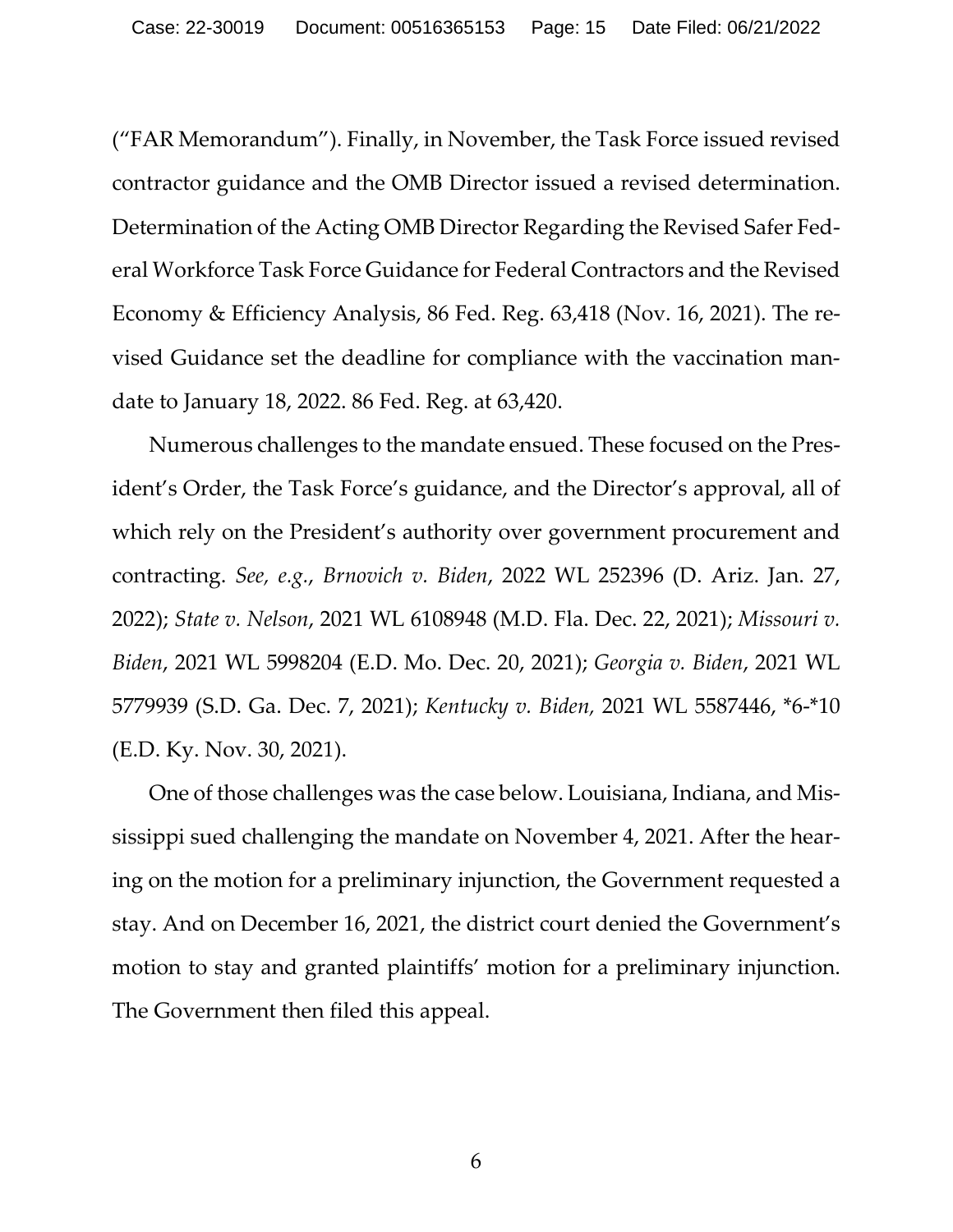("FAR Memorandum"). Finally, in November, the Task Force issued revised contractor guidance and the OMB Director issued a revised determination. Determination of the Acting OMB Director Regarding the Revised Safer Federal Workforce Task Force Guidance for Federal Contractors and the Revised Economy & Efficiency Analysis, 86 Fed. Reg. 63,418 (Nov. 16, 2021). The revised Guidance set the deadline for compliance with the vaccination mandate to January 18, 2022. 86 Fed. Reg. at 63,420.

Numerous challenges to the mandate ensued. These focused on the President's Order, the Task Force's guidance, and the Director's approval, all of which rely on the President's authority over government procurement and contracting. *See, e.g.*, *Brnovich v. Biden*, 2022 WL 252396 (D. Ariz. Jan. 27, 2022); *State v. Nelson*, 2021 WL 6108948 (M.D. Fla. Dec. 22, 2021); *Missouri v. Biden*, 2021 WL 5998204 (E.D. Mo. Dec. 20, 2021); *Georgia v. Biden*, 2021 WL 5779939 (S.D. Ga. Dec. 7, 2021); *Kentucky v. Biden,* 2021 WL 5587446, *6-*10 (E.D. Ky. Nov. 30, 2021).

One of those challenges was the case below. Louisiana, Indiana, and Mississippi sued challenging the mandate on November 4, 2021. After the hearing on the motion for a preliminary injunction, the Government requested a stay. And on December 16, 2021, the district court denied the Government's motion to stay and granted plaintiffs' motion for a preliminary injunction. The Government then filed this appeal.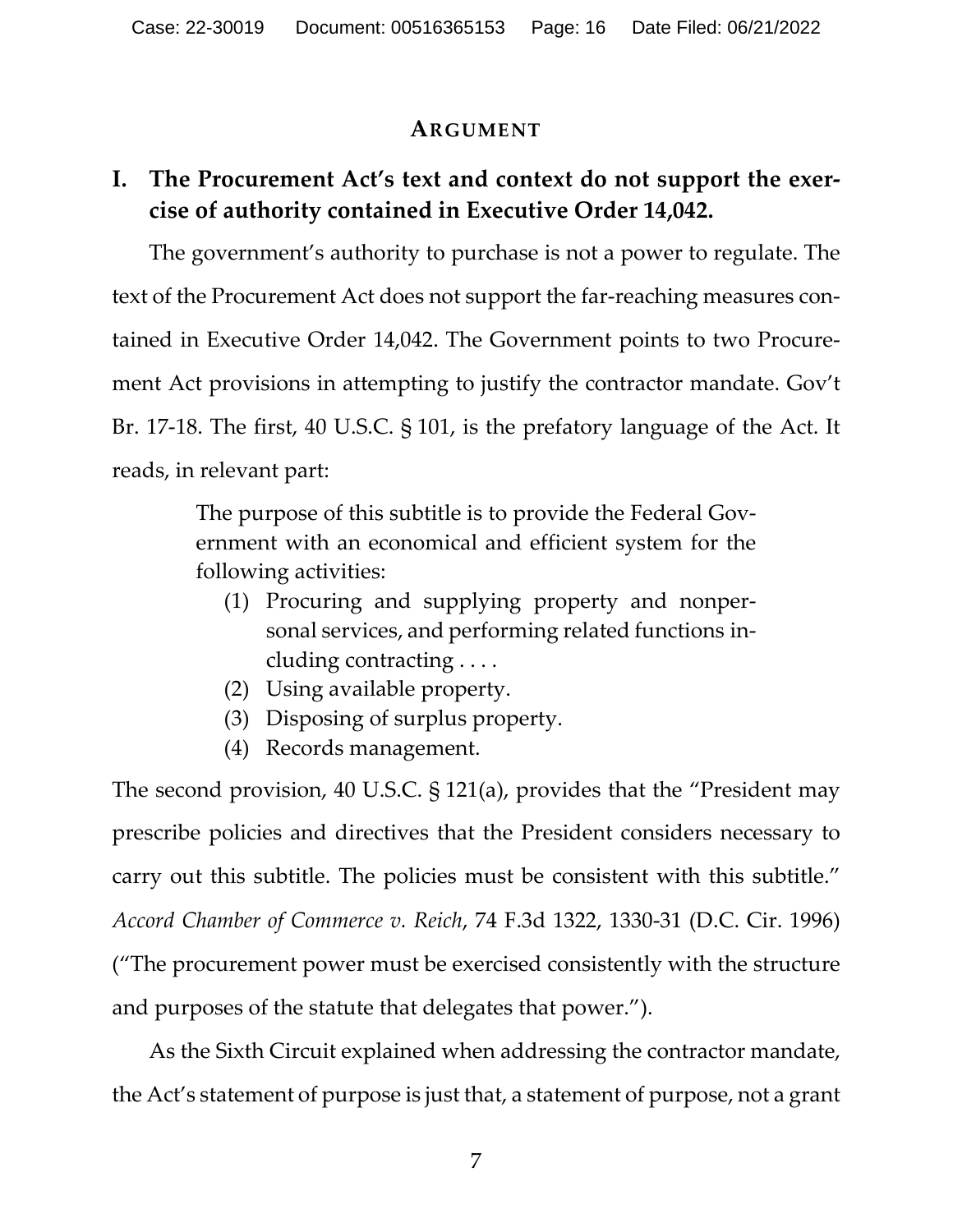# ARGUMENT

## I. The Procurement Act's text and context do not support the exercise of authority contained in Executive Order 14,042.

The government's authority to purchase is not a power to regulate. The text of the Procurement Act does not support the far-reaching measures contained in Executive Order 14,042. The Government points to two Procurement Act provisions in attempting to justify the contractor mandate. Gov't Br. 17-18. The first, 40 U.S.C. § 101, is the prefatory language of the Act. It reads, in relevant part:

> The purpose of this subtitle is to provide the Federal Government with an economical and efficient system for the following activities:
>
> (1) Procuring and supplying property and nonpersonal services, and performing related functions including contracting . . . .
> (2) Using available property.
> (3) Disposing of surplus property.
> (4) Records management.

The second provision, 40 U.S.C. § 121(a), provides that the "President may prescribe policies and directives that the President considers necessary to carry out this subtitle. The policies must be consistent with this subtitle." *Accord Chamber of Commerce v. Reich*, 74 F.3d 1322, 1330-31 (D.C. Cir. 1996) ("The procurement power must be exercised consistently with the structure and purposes of the statute that delegates that power.").

As the Sixth Circuit explained when addressing the contractor mandate, the Act's statement of purpose is just that, a statement of purpose, not a grant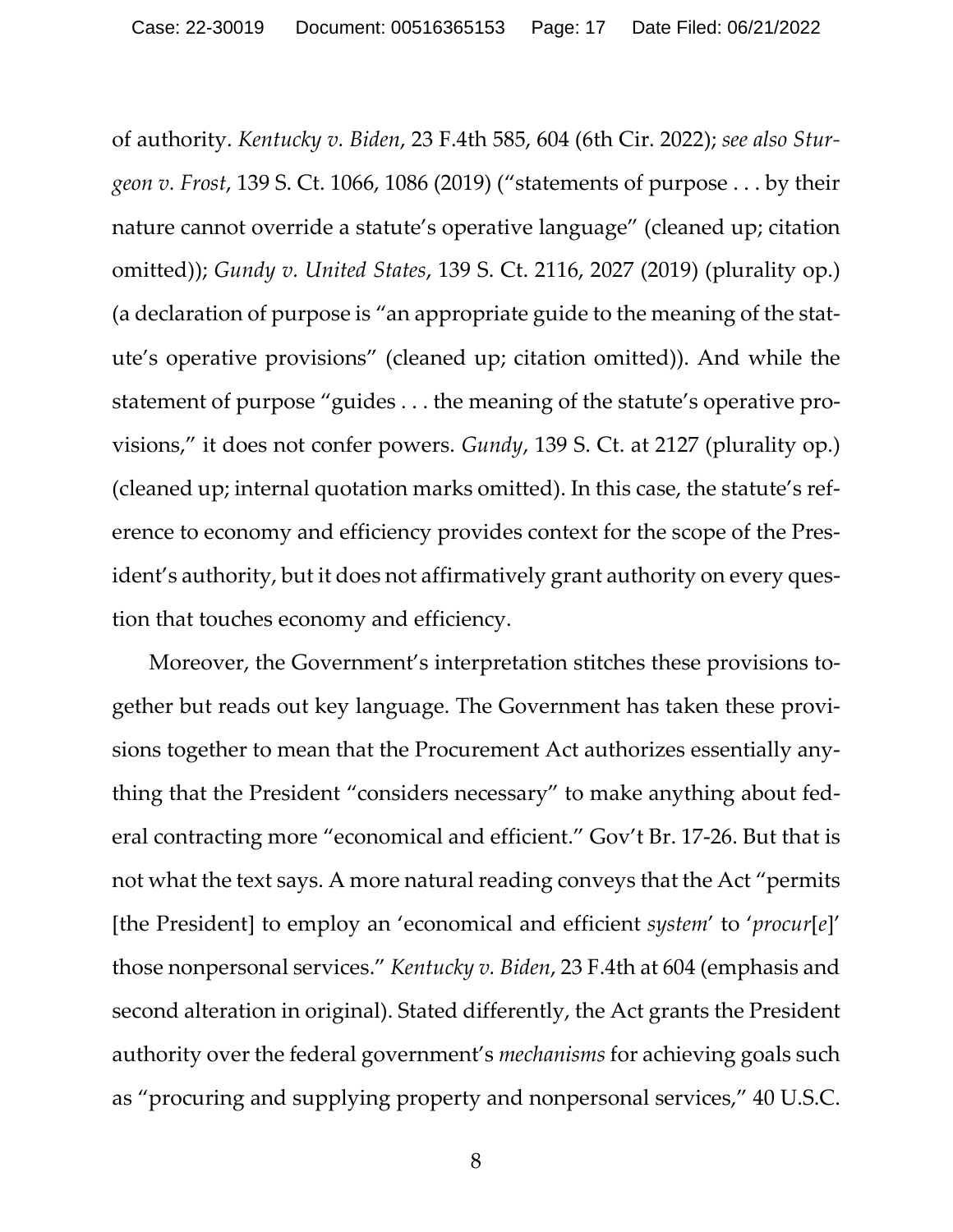of authority. *Kentucky v. Biden*, 23 F.4th 585, 604 (6th Cir. 2022); *see also Sturgeon v. Frost*, 139 S. Ct. 1066, 1086 (2019) ("statements of purpose . . . by their nature cannot override a statute's operative language" (cleaned up; citation omitted)); *Gundy v. United States*, 139 S. Ct. 2116, 2027 (2019) (plurality op.) (a declaration of purpose is "an appropriate guide to the meaning of the statute's operative provisions" (cleaned up; citation omitted)). And while the statement of purpose "guides . . . the meaning of the statute's operative provisions," it does not confer powers. *Gundy*, 139 S. Ct. at 2127 (plurality op.) (cleaned up; internal quotation marks omitted). In this case, the statute's reference to economy and efficiency provides context for the scope of the President's authority, but it does not affirmatively grant authority on every question that touches economy and efficiency.

Moreover, the Government's interpretation stitches these provisions together but reads out key language. The Government has taken these provisions together to mean that the Procurement Act authorizes essentially anything that the President "considers necessary" to make anything about federal contracting more "economical and efficient." Gov't Br. 17-26. But that is not what the text says. A more natural reading conveys that the Act "permits [the President] to employ an 'economical and efficient *system*' to '*procur*[*e*]' those nonpersonal services." *Kentucky v. Biden*, 23 F.4th at 604 (emphasis and second alteration in original). Stated differently, the Act grants the President authority over the federal government's *mechanisms* for achieving goals such as "procuring and supplying property and nonpersonal services," 40 U.S.C.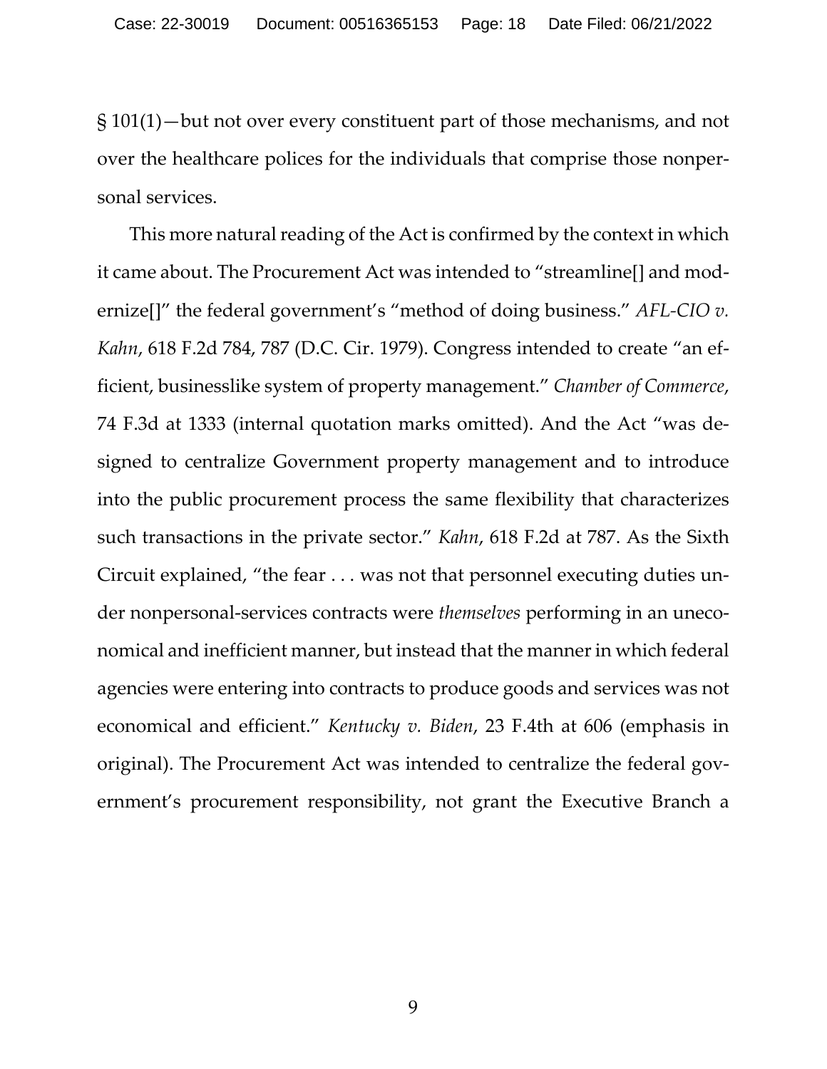§ 101(1)—but not over every constituent part of those mechanisms, and not over the healthcare polices for the individuals that comprise those nonpersonal services.

This more natural reading of the Act is confirmed by the context in which it came about. The Procurement Act was intended to "streamline[] and modernize[]" the federal government's "method of doing business." *AFL-CIO v. Kahn*, 618 F.2d 784, 787 (D.C. Cir. 1979). Congress intended to create "an efficient, businesslike system of property management." *Chamber of Commerce*, 74 F.3d at 1333 (internal quotation marks omitted). And the Act "was designed to centralize Government property management and to introduce into the public procurement process the same flexibility that characterizes such transactions in the private sector." *Kahn*, 618 F.2d at 787. As the Sixth Circuit explained, "the fear . . . was not that personnel executing duties under nonpersonal-services contracts were *themselves* performing in an uneconomical and inefficient manner, but instead that the manner in which federal agencies were entering into contracts to produce goods and services was not economical and efficient." *Kentucky v. Biden*, 23 F.4th at 606 (emphasis in original). The Procurement Act was intended to centralize the federal government's procurement responsibility, not grant the Executive Branch a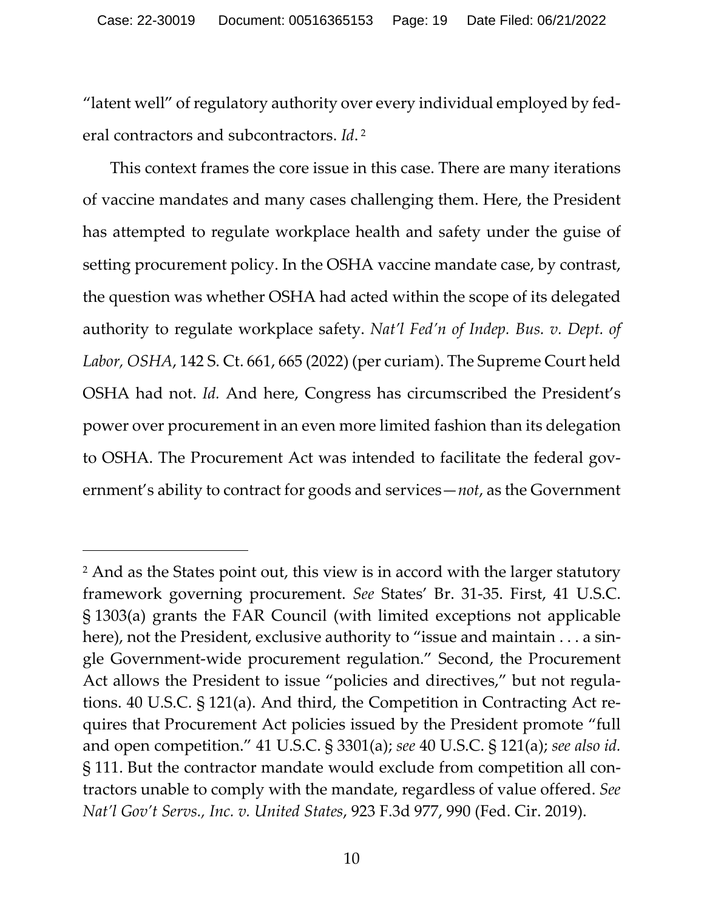"latent well" of regulatory authority over every individual employed by federal contractors and subcontractors. *Id*.[2]

This context frames the core issue in this case. There are many iterations of vaccine mandates and many cases challenging them. Here, the President has attempted to regulate workplace health and safety under the guise of setting procurement policy. In the OSHA vaccine mandate case, by contrast, the question was whether OSHA had acted within the scope of its delegated authority to regulate workplace safety. *Nat'l Fed'n of Indep. Bus. v. Dept. of Labor, OSHA*, 142 S. Ct. 661, 665 (2022) (per curiam). The Supreme Court held OSHA had not. *Id.* And here, Congress has circumscribed the President's power over procurement in an even more limited fashion than its delegation to OSHA. The Procurement Act was intended to facilitate the federal government's ability to contract for goods and services—*not*, as the Government

---

[2] And as the States point out, this view is in accord with the larger statutory framework governing procurement. *See* States' Br. 31-35. First, 41 U.S.C. § 1303(a) grants the FAR Council (with limited exceptions not applicable here), not the President, exclusive authority to "issue and maintain . . . a single Government-wide procurement regulation." Second, the Procurement Act allows the President to issue "policies and directives," but not regulations. 40 U.S.C. § 121(a). And third, the Competition in Contracting Act requires that Procurement Act policies issued by the President promote "full and open competition." 41 U.S.C. § 3301(a); *see* 40 U.S.C. § 121(a); *see also id.* § 111. But the contractor mandate would exclude from competition all contractors unable to comply with the mandate, regardless of value offered. *See Nat'l Gov't Servs., Inc. v. United States*, 923 F.3d 977, 990 (Fed. Cir. 2019).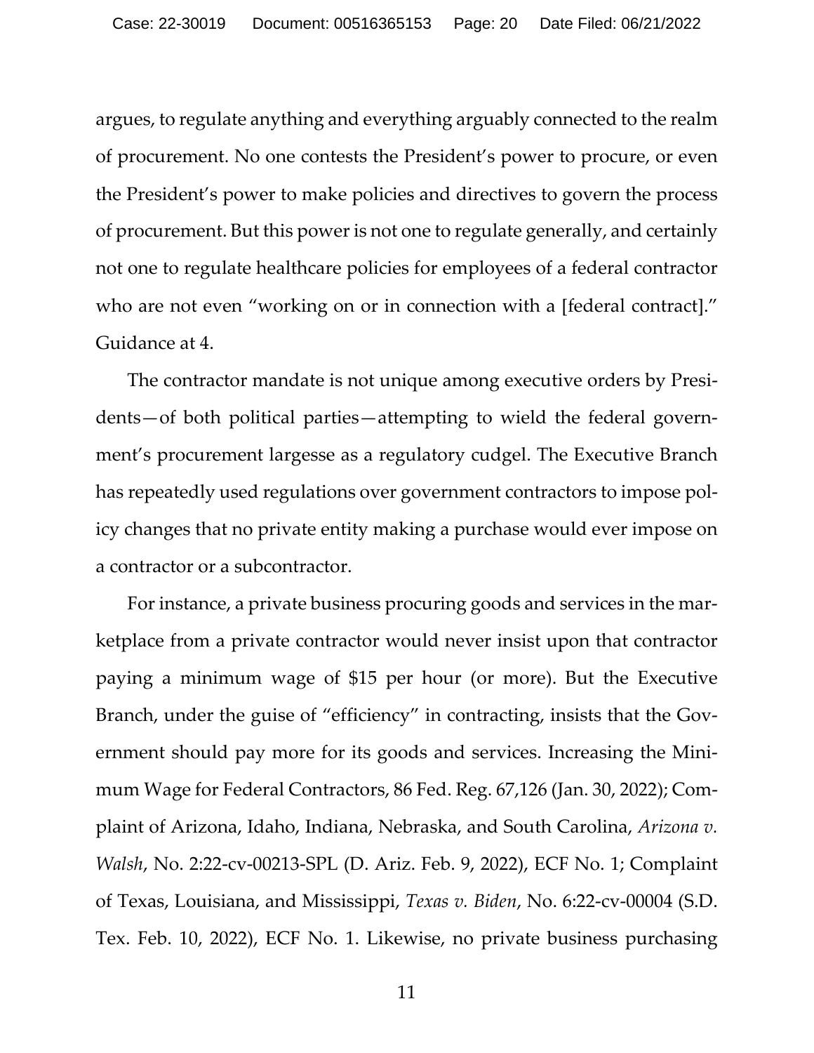argues, to regulate anything and everything arguably connected to the realm of procurement. No one contests the President's power to procure, or even the President's power to make policies and directives to govern the process of procurement. But this power is not one to regulate generally, and certainly not one to regulate healthcare policies for employees of a federal contractor who are not even "working on or in connection with a [federal contract]." Guidance at 4.

The contractor mandate is not unique among executive orders by Presidents—of both political parties—attempting to wield the federal government's procurement largesse as a regulatory cudgel. The Executive Branch has repeatedly used regulations over government contractors to impose policy changes that no private entity making a purchase would ever impose on a contractor or a subcontractor.

For instance, a private business procuring goods and services in the marketplace from a private contractor would never insist upon that contractor paying a minimum wage of $15 per hour (or more). But the Executive Branch, under the guise of "efficiency" in contracting, insists that the Government should pay more for its goods and services. Increasing the Minimum Wage for Federal Contractors, 86 Fed. Reg. 67,126 (Jan. 30, 2022); Complaint of Arizona, Idaho, Indiana, Nebraska, and South Carolina, *Arizona v. Walsh*, No. 2:22-cv-00213-SPL (D. Ariz. Feb. 9, 2022), ECF No. 1; Complaint of Texas, Louisiana, and Mississippi, *Texas v. Biden*, No. 6:22-cv-00004 (S.D. Tex. Feb. 10, 2022), ECF No. 1. Likewise, no private business purchasing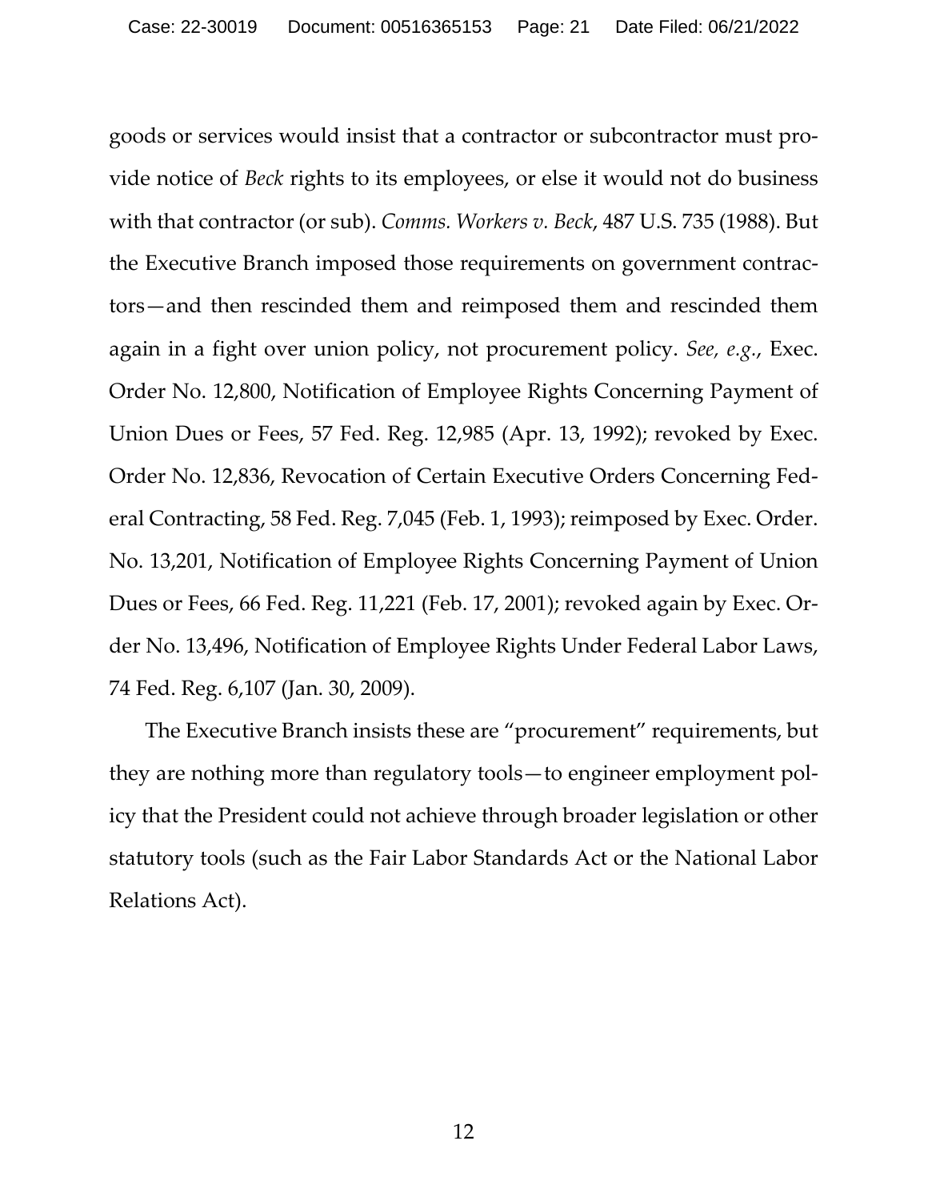goods or services would insist that a contractor or subcontractor must provide notice of *Beck* rights to its employees, or else it would not do business with that contractor (or sub). *Comms. Workers v. Beck*, 487 U.S. 735 (1988). But the Executive Branch imposed those requirements on government contractors—and then rescinded them and reimposed them and rescinded them again in a fight over union policy, not procurement policy. *See, e.g.*, Exec. Order No. 12,800, Notification of Employee Rights Concerning Payment of Union Dues or Fees, 57 Fed. Reg. 12,985 (Apr. 13, 1992); revoked by Exec. Order No. 12,836, Revocation of Certain Executive Orders Concerning Federal Contracting, 58 Fed. Reg. 7,045 (Feb. 1, 1993); reimposed by Exec. Order. No. 13,201, Notification of Employee Rights Concerning Payment of Union Dues or Fees, 66 Fed. Reg. 11,221 (Feb. 17, 2001); revoked again by Exec. Order No. 13,496, Notification of Employee Rights Under Federal Labor Laws, 74 Fed. Reg. 6,107 (Jan. 30, 2009).

The Executive Branch insists these are "procurement" requirements, but they are nothing more than regulatory tools—to engineer employment policy that the President could not achieve through broader legislation or other statutory tools (such as the Fair Labor Standards Act or the National Labor Relations Act).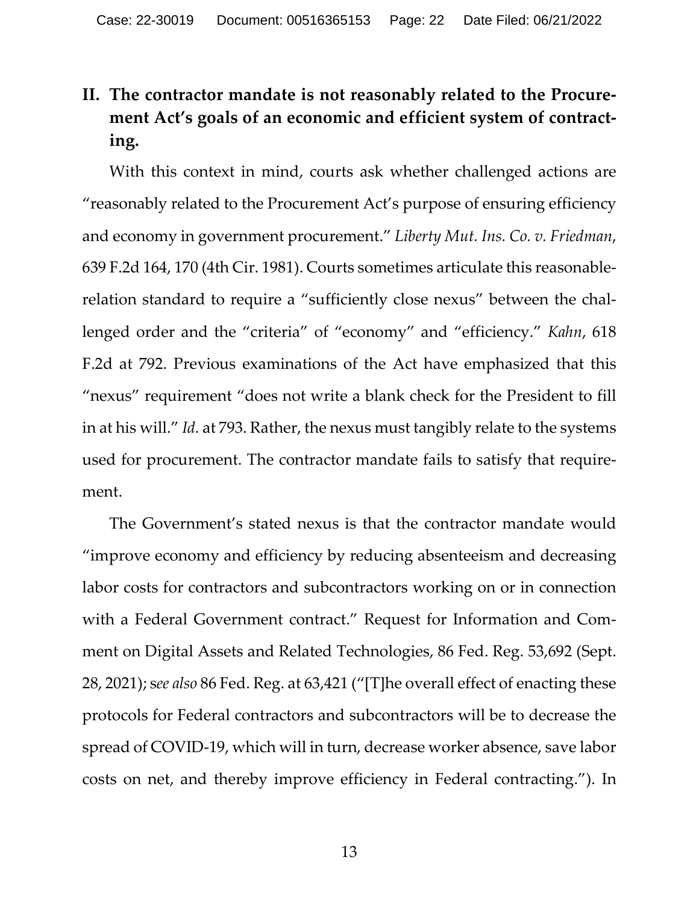## II. The contractor mandate is not reasonably related to the Procurement Act's goals of an economic and efficient system of contracting.

With this context in mind, courts ask whether challenged actions are "reasonably related to the Procurement Act's purpose of ensuring efficiency and economy in government procurement." *Liberty Mut. Ins. Co. v. Friedman*, 639 F.2d 164, 170 (4th Cir. 1981). Courts sometimes articulate this reasonable-relation standard to require a "sufficiently close nexus" between the challenged order and the "criteria" of "economy" and "efficiency." *Kahn*, 618 F.2d at 792. Previous examinations of the Act have emphasized that this "nexus" requirement "does not write a blank check for the President to fill in at his will." *Id.* at 793. Rather, the nexus must tangibly relate to the systems used for procurement. The contractor mandate fails to satisfy that requirement.

The Government's stated nexus is that the contractor mandate would "improve economy and efficiency by reducing absenteeism and decreasing labor costs for contractors and subcontractors working on or in connection with a Federal Government contract." Request for Information and Comment on Digital Assets and Related Technologies, 86 Fed. Reg. 53,692 (Sept. 28, 2021); s*ee also* 86 Fed. Reg. at 63,421 ("[T]he overall effect of enacting these protocols for Federal contractors and subcontractors will be to decrease the spread of COVID-19, which will in turn, decrease worker absence, save labor costs on net, and thereby improve efficiency in Federal contracting."). In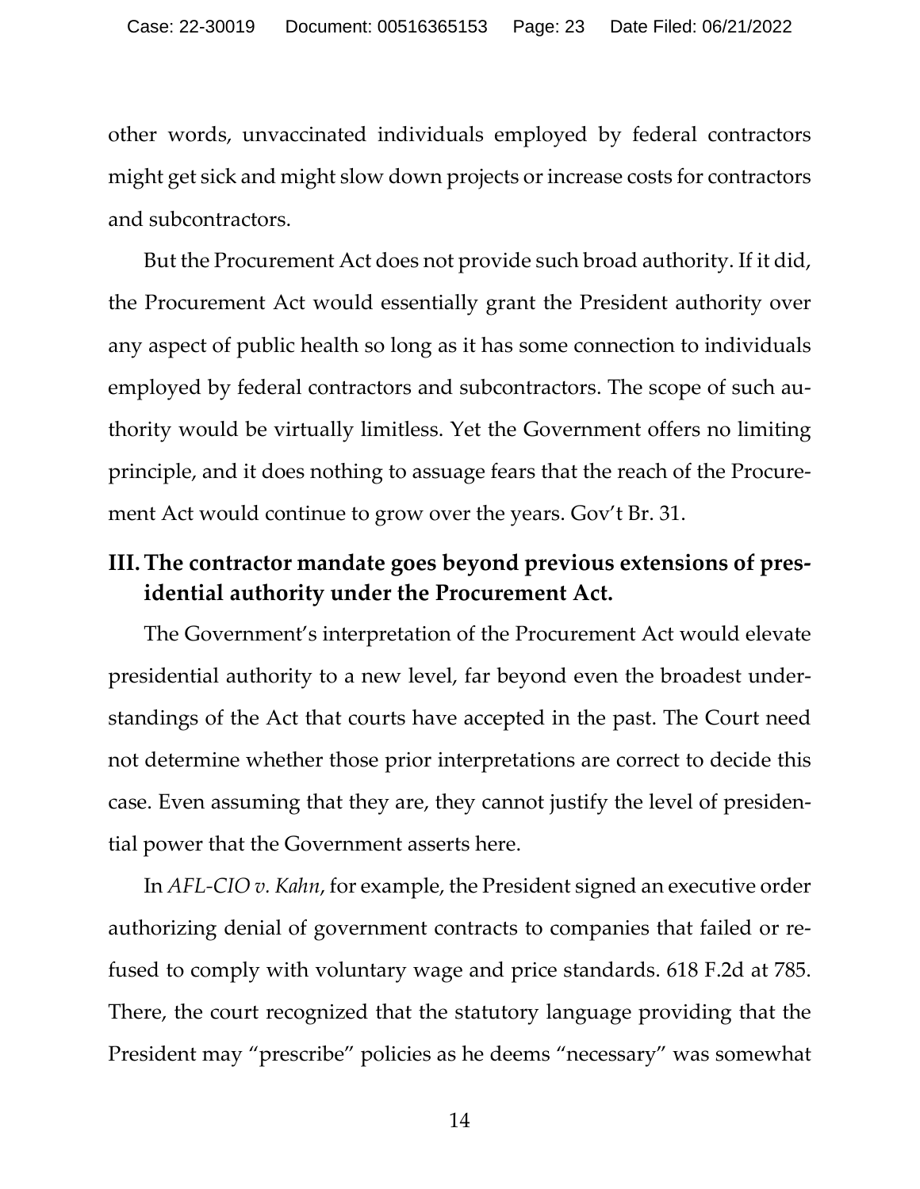other words, unvaccinated individuals employed by federal contractors might get sick and might slow down projects or increase costs for contractors and subcontractors.

But the Procurement Act does not provide such broad authority. If it did, the Procurement Act would essentially grant the President authority over any aspect of public health so long as it has some connection to individuals employed by federal contractors and subcontractors. The scope of such authority would be virtually limitless. Yet the Government offers no limiting principle, and it does nothing to assuage fears that the reach of the Procurement Act would continue to grow over the years. Gov't Br. 31.

## III. The contractor mandate goes beyond previous extensions of presidential authority under the Procurement Act.

The Government's interpretation of the Procurement Act would elevate presidential authority to a new level, far beyond even the broadest understandings of the Act that courts have accepted in the past. The Court need not determine whether those prior interpretations are correct to decide this case. Even assuming that they are, they cannot justify the level of presidential power that the Government asserts here.

In *AFL-CIO v. Kahn*, for example, the President signed an executive order authorizing denial of government contracts to companies that failed or refused to comply with voluntary wage and price standards. 618 F.2d at 785. There, the court recognized that the statutory language providing that the President may "prescribe" policies as he deems "necessary" was somewhat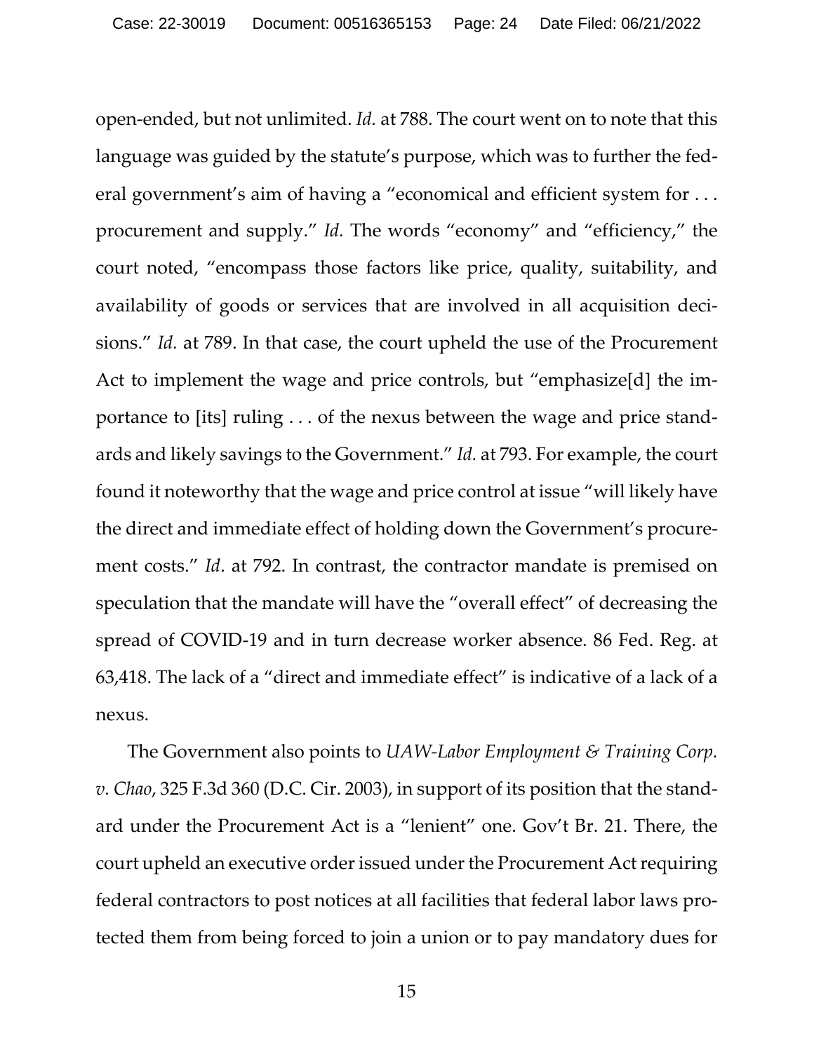open-ended, but not unlimited. *Id.* at 788. The court went on to note that this language was guided by the statute's purpose, which was to further the federal government's aim of having a "economical and efficient system for . . . procurement and supply." *Id.* The words "economy" and "efficiency," the court noted, "encompass those factors like price, quality, suitability, and availability of goods or services that are involved in all acquisition decisions." *Id.* at 789. In that case, the court upheld the use of the Procurement Act to implement the wage and price controls, but "emphasize[d] the importance to [its] ruling . . . of the nexus between the wage and price standards and likely savings to the Government." *Id.* at 793. For example, the court found it noteworthy that the wage and price control at issue "will likely have the direct and immediate effect of holding down the Government's procurement costs." *Id*. at 792. In contrast, the contractor mandate is premised on speculation that the mandate will have the "overall effect" of decreasing the spread of COVID-19 and in turn decrease worker absence. 86 Fed. Reg. at 63,418. The lack of a "direct and immediate effect" is indicative of a lack of a nexus.

The Government also points to *UAW-Labor Employment & Training Corp. v. Chao*, 325 F.3d 360 (D.C. Cir. 2003), in support of its position that the standard under the Procurement Act is a "lenient" one. Gov't Br. 21. There, the court upheld an executive order issued under the Procurement Act requiring federal contractors to post notices at all facilities that federal labor laws protected them from being forced to join a union or to pay mandatory dues for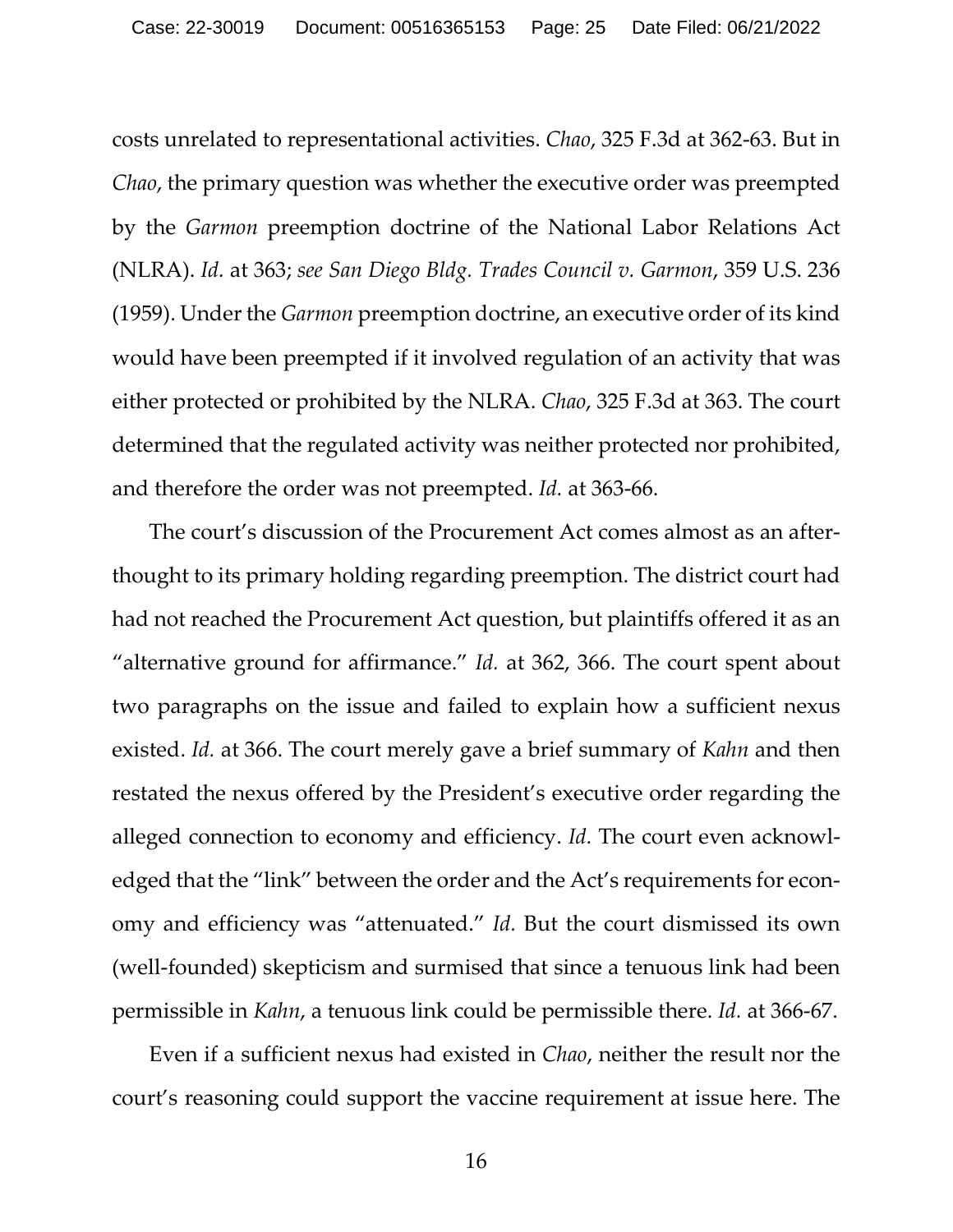costs unrelated to representational activities. *Chao*, 325 F.3d at 362-63. But in *Chao*, the primary question was whether the executive order was preempted by the *Garmon* preemption doctrine of the National Labor Relations Act (NLRA). *Id.* at 363; *see San Diego Bldg. Trades Council v. Garmon*, 359 U.S. 236 (1959). Under the *Garmon* preemption doctrine, an executive order of its kind would have been preempted if it involved regulation of an activity that was either protected or prohibited by the NLRA. *Chao*, 325 F.3d at 363. The court determined that the regulated activity was neither protected nor prohibited, and therefore the order was not preempted. *Id.* at 363-66.

The court's discussion of the Procurement Act comes almost as an afterthought to its primary holding regarding preemption. The district court had had not reached the Procurement Act question, but plaintiffs offered it as an "alternative ground for affirmance." *Id.* at 362, 366. The court spent about two paragraphs on the issue and failed to explain how a sufficient nexus existed. *Id.* at 366. The court merely gave a brief summary of *Kahn* and then restated the nexus offered by the President's executive order regarding the alleged connection to economy and efficiency. *Id.* The court even acknowledged that the "link" between the order and the Act's requirements for economy and efficiency was "attenuated." *Id.* But the court dismissed its own (well-founded) skepticism and surmised that since a tenuous link had been permissible in *Kahn*, a tenuous link could be permissible there. *Id.* at 366-67.

Even if a sufficient nexus had existed in *Chao*, neither the result nor the court's reasoning could support the vaccine requirement at issue here. The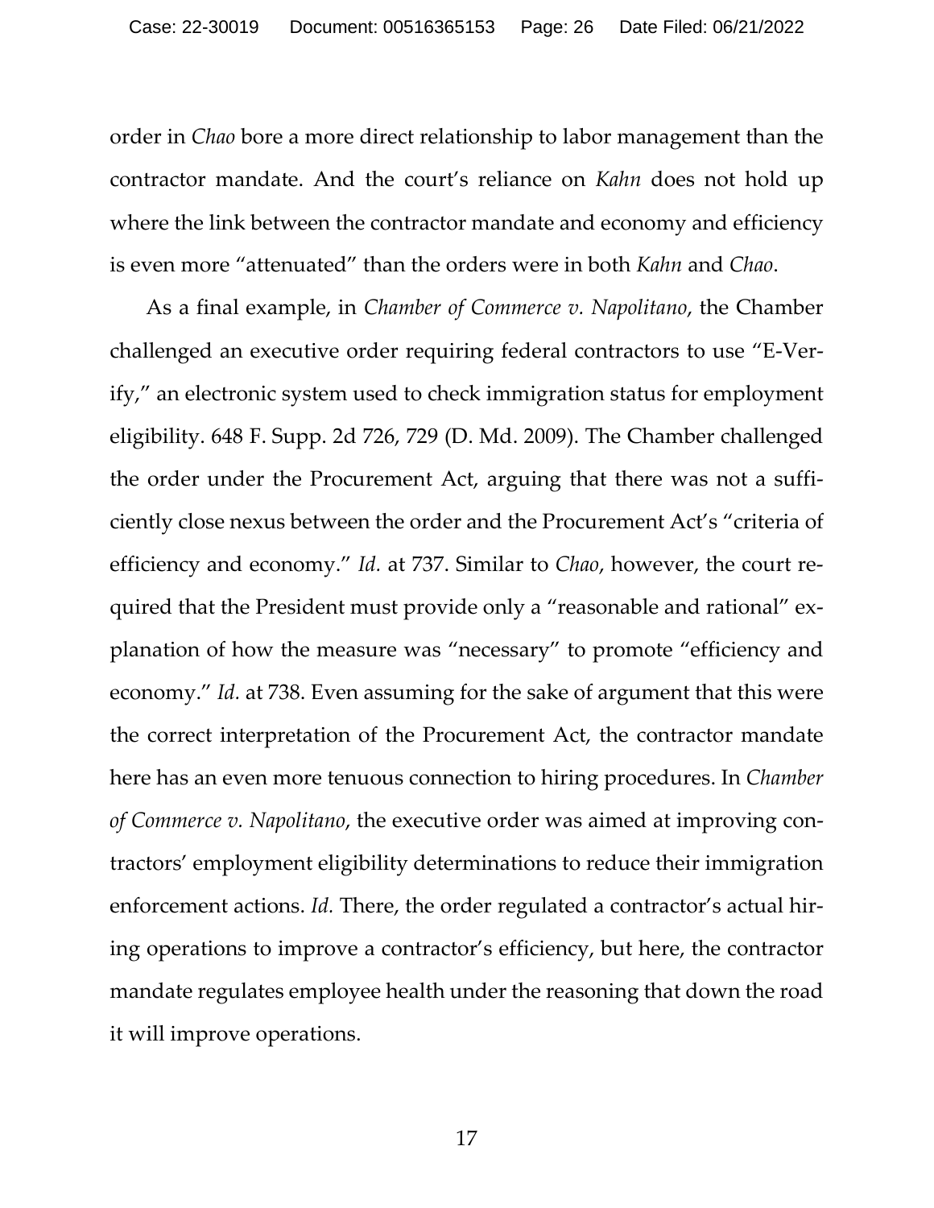order in *Chao* bore a more direct relationship to labor management than the contractor mandate. And the court's reliance on *Kahn* does not hold up where the link between the contractor mandate and economy and efficiency is even more "attenuated" than the orders were in both *Kahn* and *Chao*.

As a final example, in *Chamber of Commerce v. Napolitano*, the Chamber challenged an executive order requiring federal contractors to use "E-Verify," an electronic system used to check immigration status for employment eligibility. 648 F. Supp. 2d 726, 729 (D. Md. 2009). The Chamber challenged the order under the Procurement Act, arguing that there was not a sufficiently close nexus between the order and the Procurement Act's "criteria of efficiency and economy." *Id.* at 737. Similar to *Chao*, however, the court required that the President must provide only a "reasonable and rational" explanation of how the measure was "necessary" to promote "efficiency and economy." *Id.* at 738. Even assuming for the sake of argument that this were the correct interpretation of the Procurement Act, the contractor mandate here has an even more tenuous connection to hiring procedures. In *Chamber of Commerce v. Napolitano*, the executive order was aimed at improving contractors' employment eligibility determinations to reduce their immigration enforcement actions. *Id.* There, the order regulated a contractor's actual hiring operations to improve a contractor's efficiency, but here, the contractor mandate regulates employee health under the reasoning that down the road it will improve operations.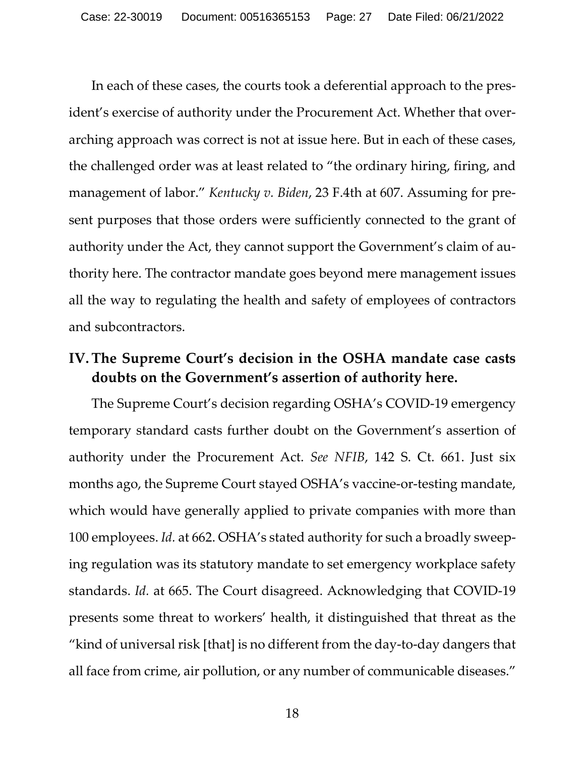In each of these cases, the courts took a deferential approach to the president's exercise of authority under the Procurement Act. Whether that overarching approach was correct is not at issue here. But in each of these cases, the challenged order was at least related to "the ordinary hiring, firing, and management of labor." *Kentucky v. Biden*, 23 F.4th at 607. Assuming for present purposes that those orders were sufficiently connected to the grant of authority under the Act, they cannot support the Government's claim of authority here. The contractor mandate goes beyond mere management issues all the way to regulating the health and safety of employees of contractors and subcontractors.

## IV. The Supreme Court's decision in the OSHA mandate case casts doubts on the Government's assertion of authority here.

The Supreme Court's decision regarding OSHA's COVID-19 emergency temporary standard casts further doubt on the Government's assertion of authority under the Procurement Act. *See NFIB*, 142 S. Ct. 661. Just six months ago, the Supreme Court stayed OSHA's vaccine-or-testing mandate, which would have generally applied to private companies with more than 100 employees. *Id.* at 662. OSHA's stated authority for such a broadly sweeping regulation was its statutory mandate to set emergency workplace safety standards. *Id.* at 665. The Court disagreed. Acknowledging that COVID-19 presents some threat to workers' health, it distinguished that threat as the "kind of universal risk [that] is no different from the day-to-day dangers that all face from crime, air pollution, or any number of communicable diseases."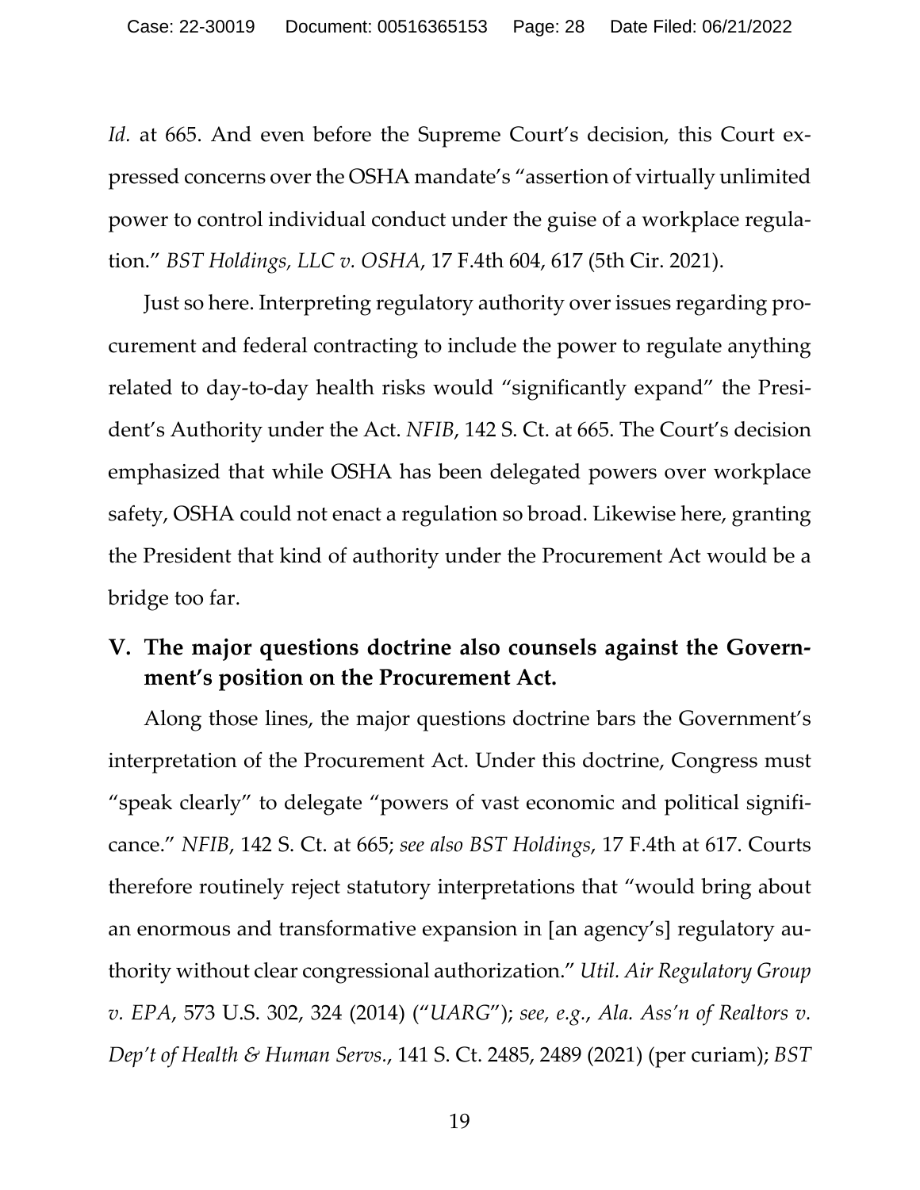*Id.* at 665. And even before the Supreme Court's decision, this Court expressed concerns over the OSHA mandate's "assertion of virtually unlimited power to control individual conduct under the guise of a workplace regulation." *BST Holdings, LLC v. OSHA*, 17 F.4th 604, 617 (5th Cir. 2021).

Just so here. Interpreting regulatory authority over issues regarding procurement and federal contracting to include the power to regulate anything related to day-to-day health risks would "significantly expand" the President's Authority under the Act. *NFIB*, 142 S. Ct. at 665. The Court's decision emphasized that while OSHA has been delegated powers over workplace safety, OSHA could not enact a regulation so broad. Likewise here, granting the President that kind of authority under the Procurement Act would be a bridge too far.

## V. The major questions doctrine also counsels against the Government's position on the Procurement Act.

Along those lines, the major questions doctrine bars the Government's interpretation of the Procurement Act. Under this doctrine, Congress must "speak clearly" to delegate "powers of vast economic and political significance." *NFIB*, 142 S. Ct. at 665; *see also BST Holdings*, 17 F.4th at 617. Courts therefore routinely reject statutory interpretations that "would bring about an enormous and transformative expansion in [an agency's] regulatory authority without clear congressional authorization." *Util. Air Regulatory Group v. EPA*, 573 U.S. 302, 324 (2014) ("*UARG*"); *see, e.g.*, *Ala. Ass'n of Realtors v. Dep't of Health & Human Servs.*, 141 S. Ct. 2485, 2489 (2021) (per curiam); *BST*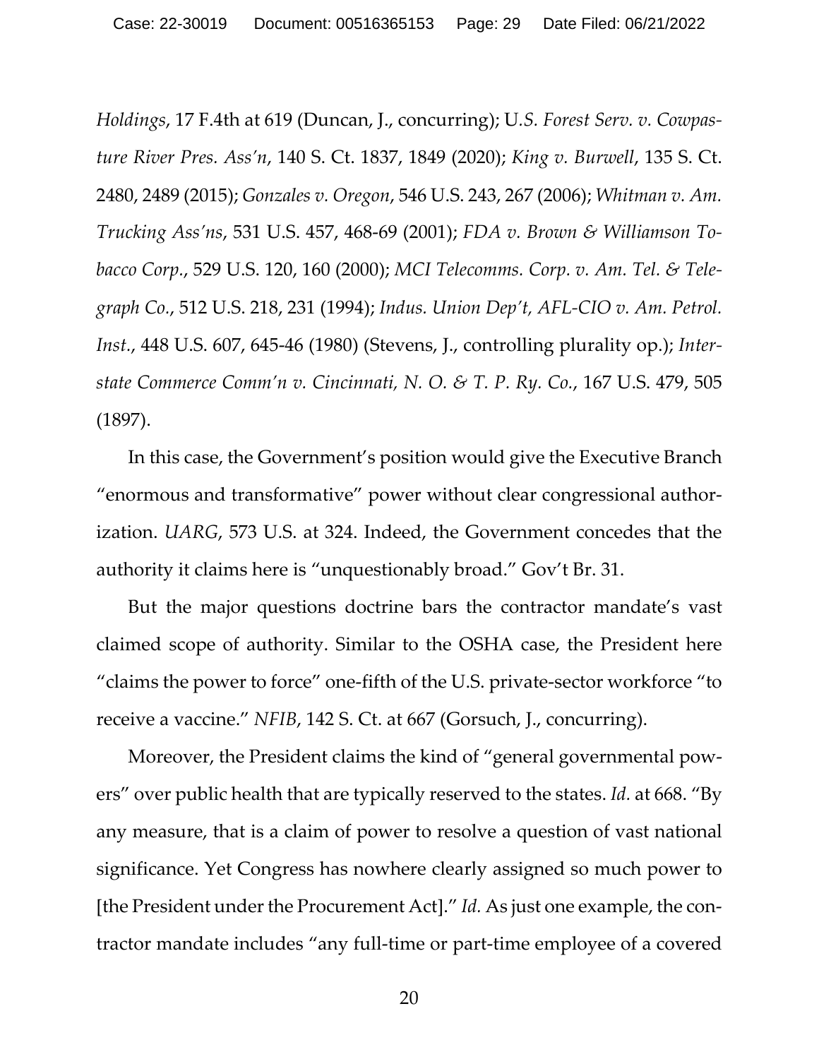*Holdings*, 17 F.4th at 619 (Duncan, J., concurring); U*.S. Forest Serv. v. Cowpasture River Pres. Ass'n*, 140 S. Ct. 1837, 1849 (2020); *King v. Burwell*, 135 S. Ct. 2480, 2489 (2015); *Gonzales v. Oregon*, 546 U.S. 243, 267 (2006); *Whitman v. Am. Trucking Ass'ns*, 531 U.S. 457, 468-69 (2001); *FDA v. Brown & Williamson Tobacco Corp.*, 529 U.S. 120, 160 (2000); *MCI Telecomms. Corp. v. Am. Tel. & Telegraph Co.*, 512 U.S. 218, 231 (1994); *Indus. Union Dep't, AFL-CIO v. Am. Petrol. Inst.*, 448 U.S. 607, 645-46 (1980) (Stevens, J., controlling plurality op.); *Interstate Commerce Comm'n v. Cincinnati, N. O. & T. P. Ry. Co.*, 167 U.S. 479, 505 (1897).

In this case, the Government's position would give the Executive Branch "enormous and transformative" power without clear congressional authorization. *UARG*, 573 U.S. at 324. Indeed, the Government concedes that the authority it claims here is "unquestionably broad." Gov't Br. 31.

But the major questions doctrine bars the contractor mandate's vast claimed scope of authority. Similar to the OSHA case, the President here "claims the power to force" one-fifth of the U.S. private-sector workforce "to receive a vaccine." *NFIB*, 142 S. Ct. at 667 (Gorsuch, J., concurring).

Moreover, the President claims the kind of "general governmental powers" over public health that are typically reserved to the states. *Id.* at 668. "By any measure, that is a claim of power to resolve a question of vast national significance. Yet Congress has nowhere clearly assigned so much power to [the President under the Procurement Act]." *Id.* As just one example, the contractor mandate includes "any full-time or part-time employee of a covered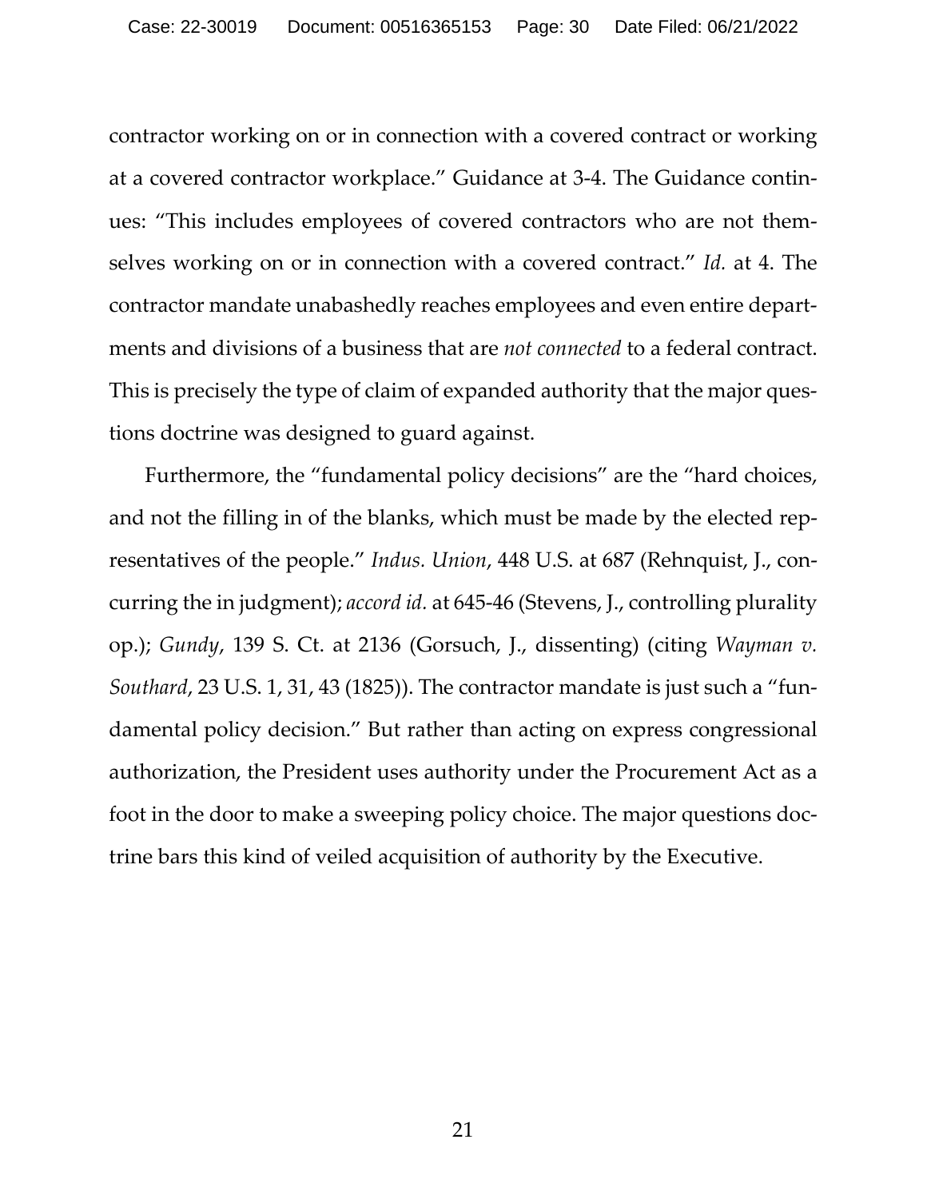contractor working on or in connection with a covered contract or working at a covered contractor workplace." Guidance at 3-4. The Guidance continues: "This includes employees of covered contractors who are not themselves working on or in connection with a covered contract." *Id.* at 4. The contractor mandate unabashedly reaches employees and even entire departments and divisions of a business that are *not connected* to a federal contract. This is precisely the type of claim of expanded authority that the major questions doctrine was designed to guard against.

Furthermore, the "fundamental policy decisions" are the "hard choices, and not the filling in of the blanks, which must be made by the elected representatives of the people." *Indus. Union*, 448 U.S. at 687 (Rehnquist, J., concurring the in judgment); *accord id.* at 645-46 (Stevens, J., controlling plurality op.); *Gundy*, 139 S. Ct. at 2136 (Gorsuch, J., dissenting) (citing *Wayman v. Southard*, 23 U.S. 1, 31, 43 (1825)). The contractor mandate is just such a "fundamental policy decision." But rather than acting on express congressional authorization, the President uses authority under the Procurement Act as a foot in the door to make a sweeping policy choice. The major questions doctrine bars this kind of veiled acquisition of authority by the Executive.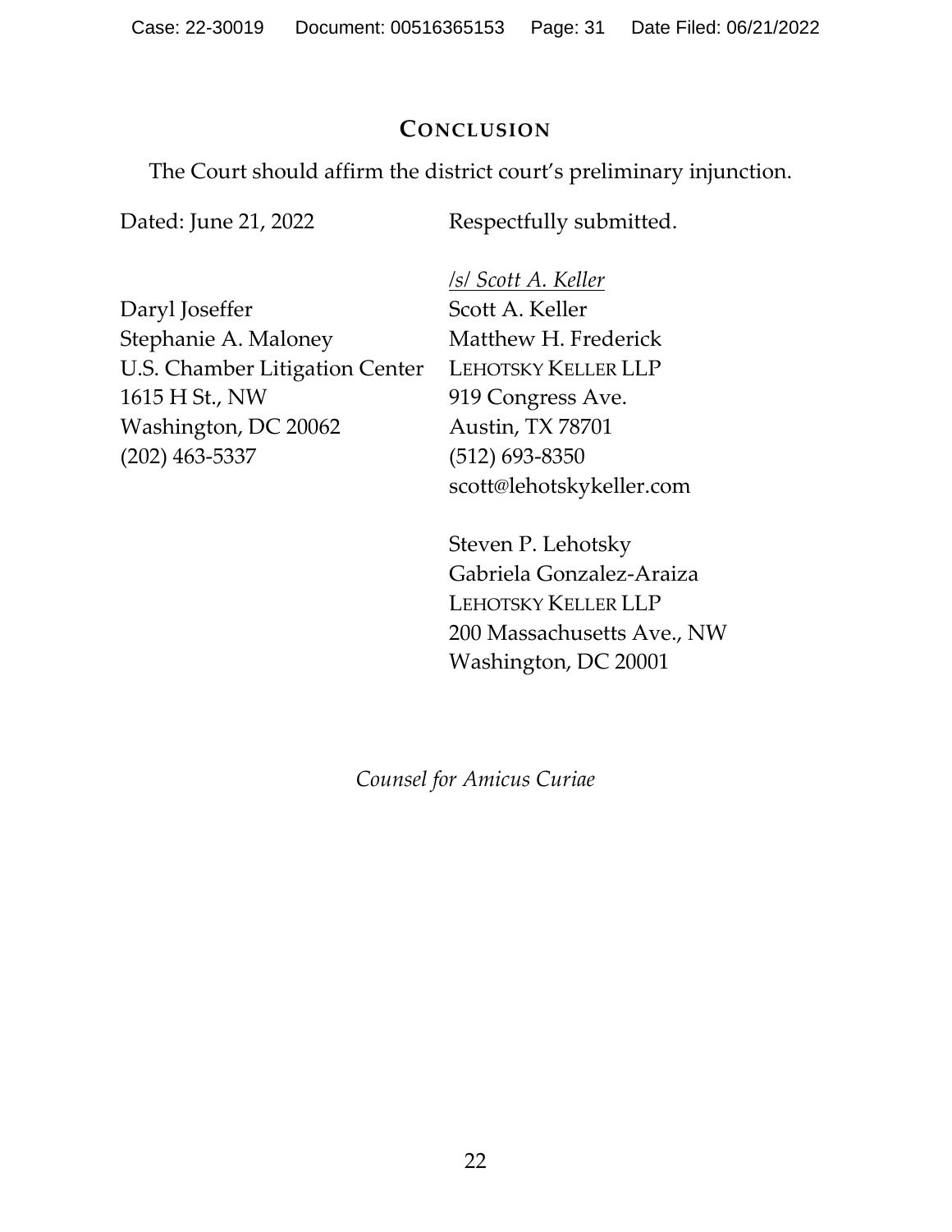## CONCLUSION

The Court should affirm the district court's preliminary injunction.

Dated: June 21, 2022

Respectfully submitted.

/s/ *Scott A. Keller*
Scott A. Keller
Matthew H. Frederick
LEHOTSKY KELLER LLP
919 Congress Ave.
Austin, TX 78701
(512) 693-8350
scott@lehotskykeller.com

Steven P. Lehotsky
Gabriela Gonzalez-Araiza
LEHOTSKY KELLER LLP
200 Massachusetts Ave., NW
Washington, DC 20001

Daryl Joseffer
Stephanie A. Maloney
U.S. Chamber Litigation Center
1615 H St., NW
Washington, DC 20062
(202) 463-5337

*Counsel for Amicus Curiae*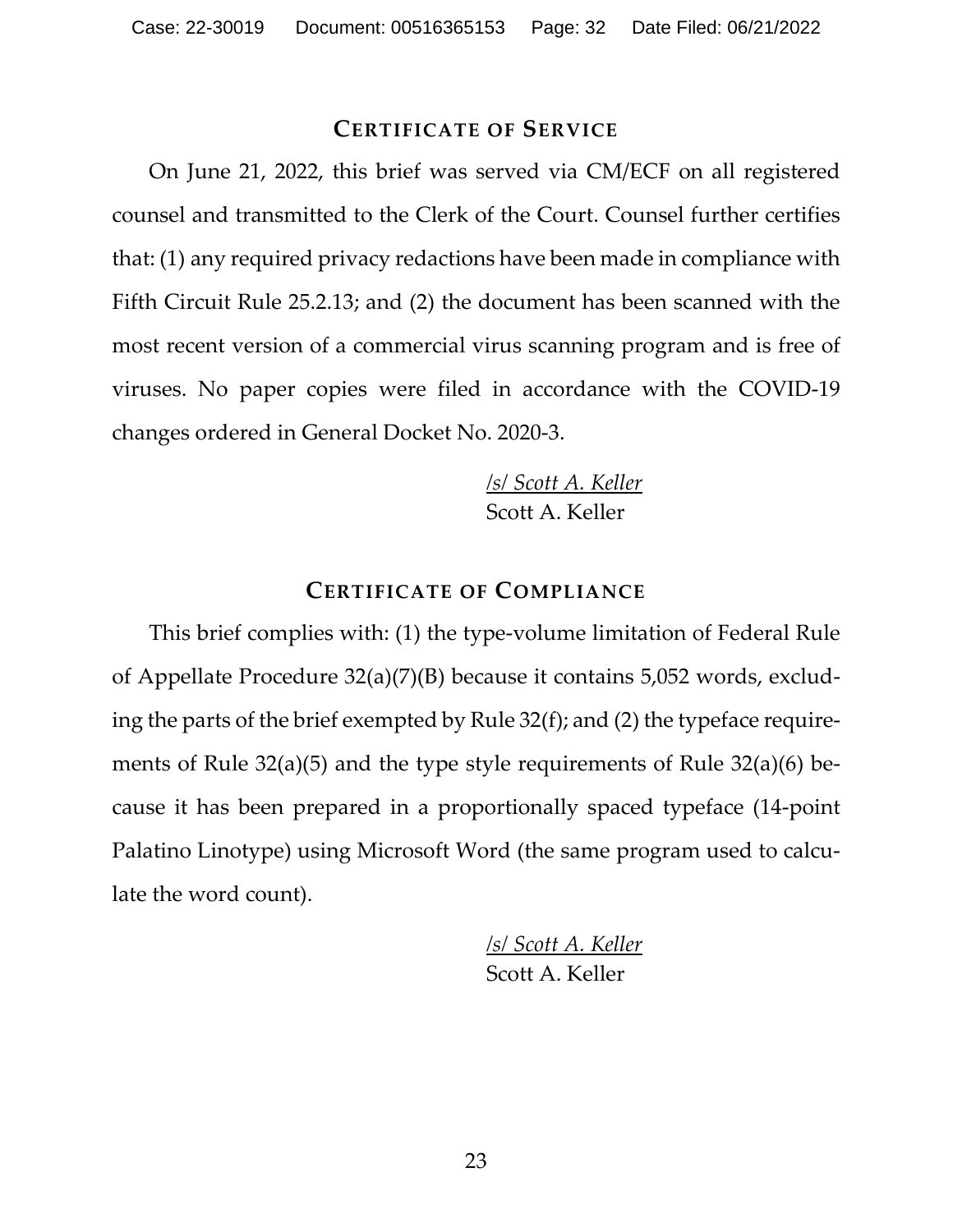## Certificate of Service

On June 21, 2022, this brief was served via CM/ECF on all registered counsel and transmitted to the Clerk of the Court. Counsel further certifies that: (1) any required privacy redactions have been made in compliance with Fifth Circuit Rule 25.2.13; and (2) the document has been scanned with the most recent version of a commercial virus scanning program and is free of viruses. No paper copies were filed in accordance with the COVID-19 changes ordered in General Docket No. 2020-3.

/s/ Scott A. Keller
Scott A. Keller

## Certificate of Compliance

This brief complies with: (1) the type-volume limitation of Federal Rule of Appellate Procedure 32(a)(7)(B) because it contains 5,052 words, excluding the parts of the brief exempted by Rule 32(f); and (2) the typeface requirements of Rule 32(a)(5) and the type style requirements of Rule 32(a)(6) because it has been prepared in a proportionally spaced typeface (14-point Palatino Linotype) using Microsoft Word (the same program used to calculate the word count).

/s/ Scott A. Keller
Scott A. Keller